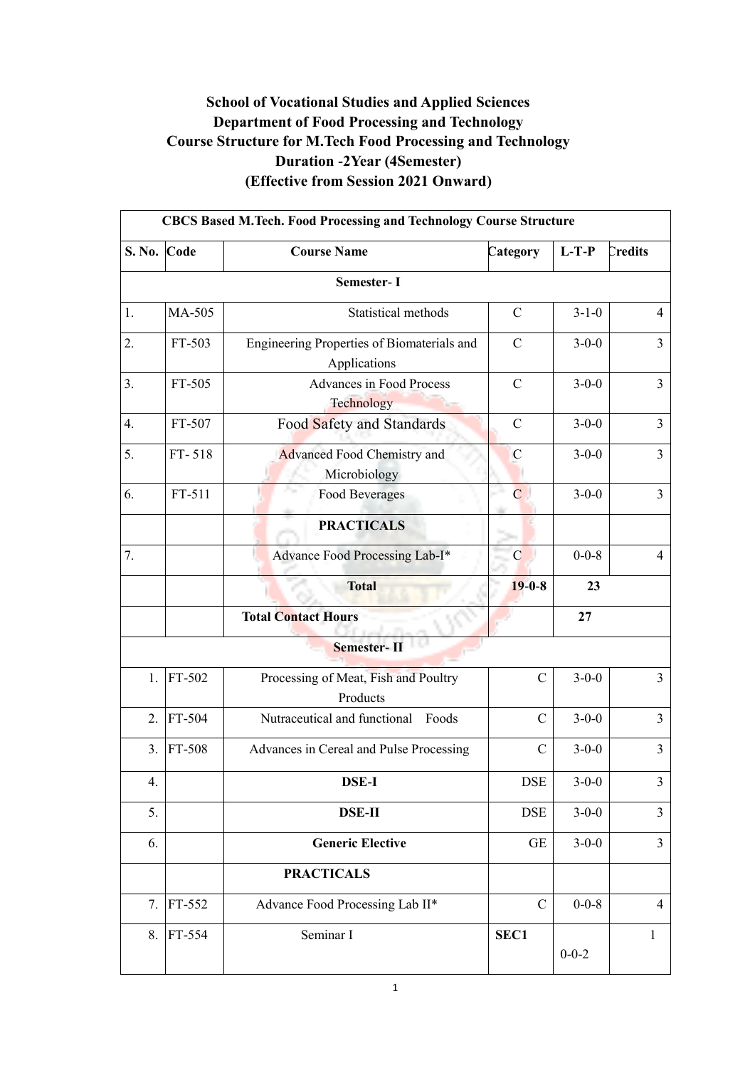# School of Vocational Studies and Applied Sciences
## Department of Food Processing and Technology
## Course Structure for M.Tech Food Processing and Technology
## Duration -2Year (4Semester)
## (Effective from Session 2021 Onward)

| **CBCS Based M.Tech. Food Processing and Technology Course Structure** | | | | | |
|---|---|---|---|---|---|
| **S. No.** | **Code** | **Course Name** | **Category** | **L-T-P** | **Credits** |
| | | **Semester- I** | | | |
| 1. | MA-505 | Statistical methods | C | 3-1-0 | 4 |
| 2. | FT-503 | Engineering Properties of Biomaterials and Applications | C | 3-0-0 | 3 |
| 3. | FT-505 | Advances in Food Process Technology | C | 3-0-0 | 3 |
| 4. | FT-507 | Food Safety and Standards | C | 3-0-0 | 3 |
| 5. | FT- 518 | Advanced Food Chemistry and Microbiology | C | 3-0-0 | 3 |
| 6. | FT-511 | Food Beverages | C | 3-0-0 | 3 |
| | | **PRACTICALS** | | | |
| 7. | | Advance Food Processing Lab-I* | C | 0-0-8 | 4 |
| | | **Total** | **19-0-8** | **23** | |
| | | **Total Contact Hours** | | **27** | |
| | | **Semester- II** | | | |
| 1. | FT-502 | Processing of Meat, Fish and Poultry Products | C | 3-0-0 | 3 |
| 2. | FT-504 | Nutraceutical and functional Foods | C | 3-0-0 | 3 |
| 3. | FT-508 | Advances in Cereal and Pulse Processing | C | 3-0-0 | 3 |
| 4. | | **DSE-I** | DSE | 3-0-0 | 3 |
| 5. | | **DSE-II** | DSE | 3-0-0 | 3 |
| 6. | | **Generic Elective** | GE | 3-0-0 | 3 |
| | | **PRACTICALS** | | | |
| 7. | FT-552 | Advance Food Processing Lab II* | C | 0-0-8 | 4 |
| 8. | FT-554 | Seminar I | **SEC1** | 0-0-2 | 1 |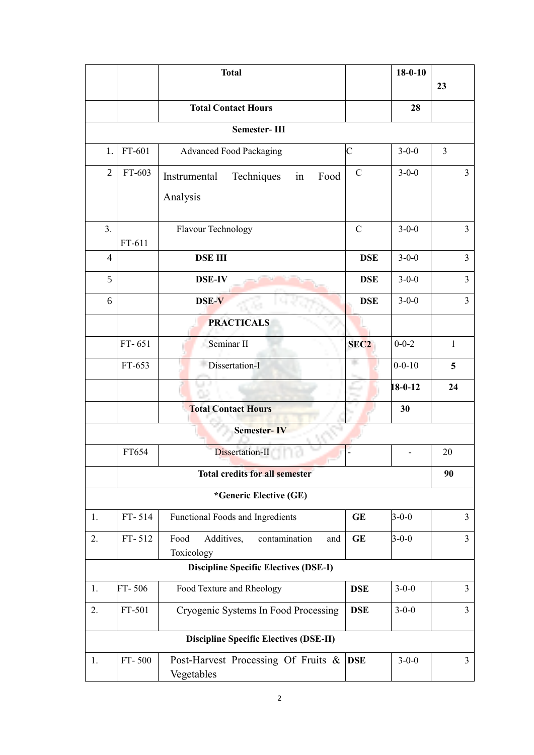|  |  | **Total** |  | **18-0-10** | **23** |
|---|---|---|---|---|---|
|  |  | **Total Contact Hours** |  | **28** |  |
| **Semester- III** | | | | | |
| 1. | FT-601 | Advanced Food Packaging | C | 3-0-0 | 3 |
| 2 | FT-603 | Instrumental Techniques in Food Analysis | C | 3-0-0 | 3 |
| 3. | FT-611 | Flavour Technology | C | 3-0-0 | 3 |
| 4 |  | **DSE III** | **DSE** | 3-0-0 | 3 |
| 5 |  | **DSE-IV** | **DSE** | 3-0-0 | 3 |
| 6 |  | **DSE-V** | **DSE** | 3-0-0 | 3 |
|  |  | **PRACTICALS** |  |  |  |
|  | FT- 651 | Seminar II | **SEC2** | 0-0-2 | 1 |
|  | FT-653 | Dissertation-I |  | 0-0-10 | **5** |
|  |  |  |  | **18-0-12** | **24** |
|  |  | **Total Contact Hours** |  | **30** |  |
| **Semester- IV** | | | | | |
|  | FT654 | Dissertation-II | - | - | 20 |
|  | **Total credits for all semester** | | | | **90** |
| ***Generic Elective (GE)** | | | | | |
| 1. | FT- 514 | Functional Foods and Ingredients | **GE** | 3-0-0 | 3 |
| 2. | FT- 512 | Food Additives, contamination and Toxicology | **GE** | 3-0-0 | 3 |
| **Discipline Specific Electives (DSE-I)** | | | | | |
| 1. | FT- 506 | Food Texture and Rheology | **DSE** | 3-0-0 | 3 |
| 2. | FT-501 | Cryogenic Systems In Food Processing | **DSE** | 3-0-0 | 3 |
| **Discipline Specific Electives (DSE-II)** | | | | | |
| 1. | FT- 500 | Post-Harvest Processing Of Fruits & Vegetables | **DSE** | 3-0-0 | 3 |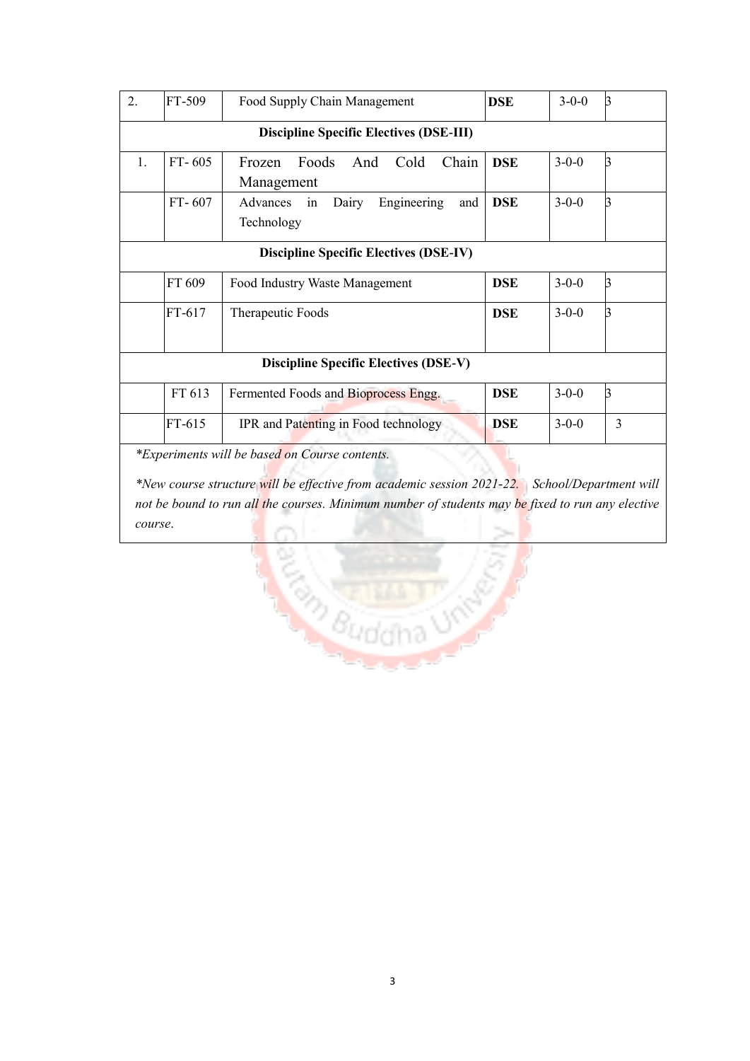| 2. | FT-509 | Food Supply Chain Management | DSE | 3-0-0 | 3 |
|---|---|---|---|---|---|
| **Discipline Specific Electives (DSE-III)** | | | | | |
| 1. | FT- 605 | Frozen Foods And Cold Chain Management | DSE | 3-0-0 | 3 |
| | FT- 607 | Advances in Dairy Engineering and Technology | DSE | 3-0-0 | 3 |
| **Discipline Specific Electives (DSE-IV)** | | | | | |
| | FT 609 | Food Industry Waste Management | DSE | 3-0-0 | 3 |
| | FT-617 | Therapeutic Foods | DSE | 3-0-0 | 3 |
| **Discipline Specific Electives (DSE-V)** | | | | | |
| | FT 613 | Fermented Foods and Bioprocess Engg. | DSE | 3-0-0 | 3 |
| | FT-615 | IPR and Patenting in Food technology | DSE | 3-0-0 | 3 |

*Experiments will be based on Course contents.*

*\*New course structure will be effective from academic session 2021-22. School/Department will not be bound to run all the courses. Minimum number of students may be fixed to run any elective course.*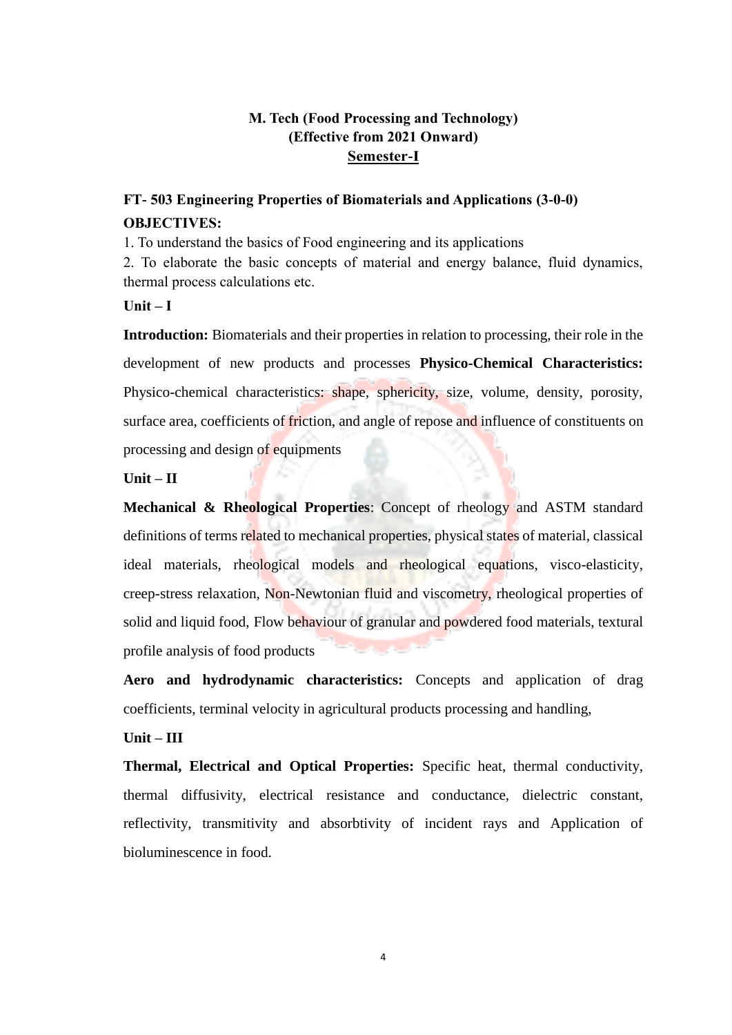**M. Tech (Food Processing and Technology)**
**(Effective from 2021 Onward)**
**Semester-I**

**FT- 503 Engineering Properties of Biomaterials and Applications (3-0-0)**

**OBJECTIVES:**

1. To understand the basics of Food engineering and its applications
2. To elaborate the basic concepts of material and energy balance, fluid dynamics, thermal process calculations etc.

**Unit – I**

**Introduction:** Biomaterials and their properties in relation to processing, their role in the development of new products and processes **Physico-Chemical Characteristics:** Physico-chemical characteristics: shape, sphericity, size, volume, density, porosity, surface area, coefficients of friction, and angle of repose and influence of constituents on processing and design of equipments

**Unit – II**

**Mechanical & Rheological Properties**: Concept of rheology and ASTM standard definitions of terms related to mechanical properties, physical states of material, classical ideal materials, rheological models and rheological equations, visco-elasticity, creep-stress relaxation, Non-Newtonian fluid and viscometry, rheological properties of solid and liquid food, Flow behaviour of granular and powdered food materials, textural profile analysis of food products

**Aero and hydrodynamic characteristics:** Concepts and application of drag coefficients, terminal velocity in agricultural products processing and handling,

**Unit – III**

**Thermal, Electrical and Optical Properties:** Specific heat, thermal conductivity, thermal diffusivity, electrical resistance and conductance, dielectric constant, reflectivity, transmitivity and absorbtivity of incident rays and Application of bioluminescence in food.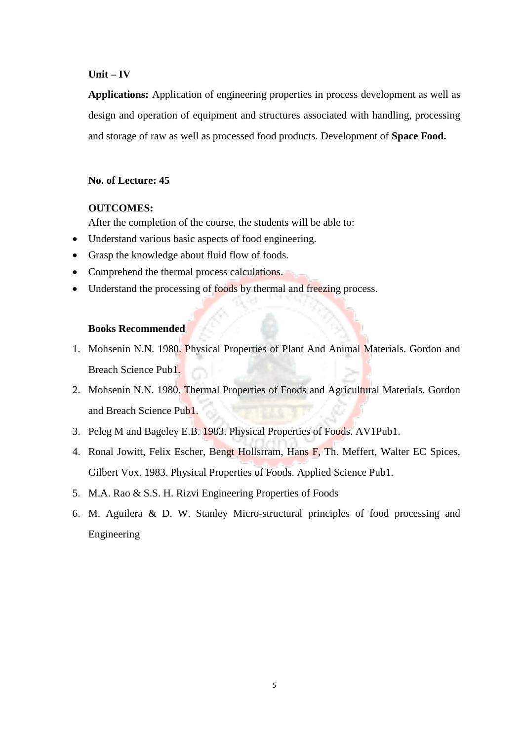**Unit – IV**

**Applications:** Application of engineering properties in process development as well as design and operation of equipment and structures associated with handling, processing and storage of raw as well as processed food products. Development of **Space Food.**

**No. of Lecture: 45**

**OUTCOMES:**

After the completion of the course, the students will be able to:

- Understand various basic aspects of food engineering.
- Grasp the knowledge about fluid flow of foods.
- Comprehend the thermal process calculations.
- Understand the processing of foods by thermal and freezing process.

**Books Recommended**

1. Mohsenin N.N. 1980. Physical Properties of Plant And Animal Materials. Gordon and Breach Science Pub1.
2. Mohsenin N.N. 1980. Thermal Properties of Foods and Agricultural Materials. Gordon and Breach Science Pub1.
3. Peleg M and Bageley E.B. 1983. Physical Properties of Foods. AV1Pub1.
4. Ronal Jowitt, Felix Escher, Bengt Hollsrram, Hans F, Th. Meffert, Walter EC Spices, Gilbert Vox. 1983. Physical Properties of Foods. Applied Science Pub1.
5. M.A. Rao & S.S. H. Rizvi Engineering Properties of Foods
6. M. Aguilera & D. W. Stanley Micro-structural principles of food processing and Engineering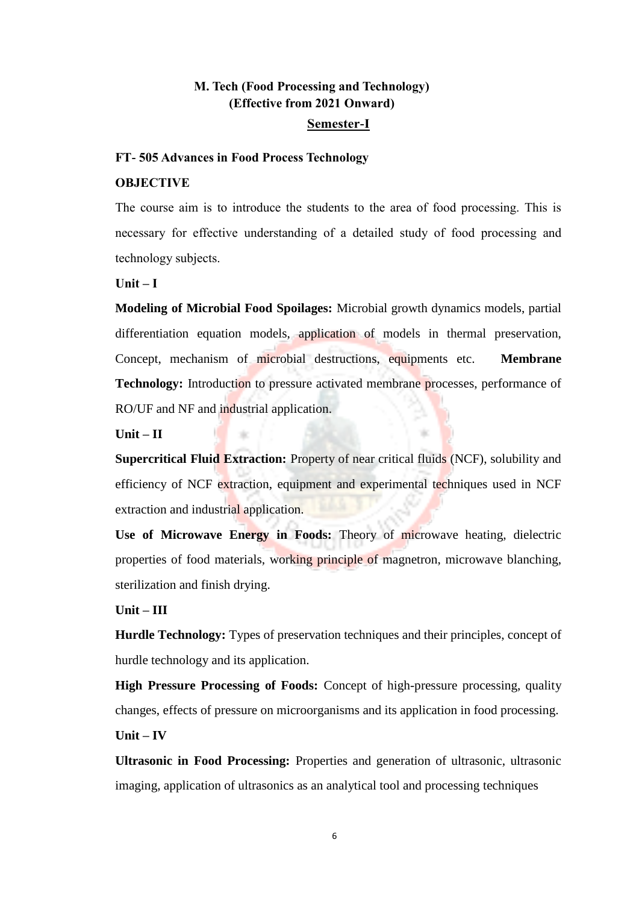# M. Tech (Food Processing and Technology)
## (Effective from 2021 Onward)

**Semester-I**

### FT- 505 Advances in Food Process Technology

**OBJECTIVE**

The course aim is to introduce the students to the area of food processing. This is necessary for effective understanding of a detailed study of food processing and technology subjects.

**Unit – I**

**Modeling of Microbial Food Spoilages:** Microbial growth dynamics models, partial differentiation equation models, application of models in thermal preservation, Concept, mechanism of microbial destructions, equipments etc. **Membrane Technology:** Introduction to pressure activated membrane processes, performance of RO/UF and NF and industrial application.

**Unit – II**

**Supercritical Fluid Extraction:** Property of near critical fluids (NCF), solubility and efficiency of NCF extraction, equipment and experimental techniques used in NCF extraction and industrial application.

**Use of Microwave Energy in Foods:** Theory of microwave heating, dielectric properties of food materials, working principle of magnetron, microwave blanching, sterilization and finish drying.

**Unit – III**

**Hurdle Technology:** Types of preservation techniques and their principles, concept of hurdle technology and its application.

**High Pressure Processing of Foods:** Concept of high-pressure processing, quality changes, effects of pressure on microorganisms and its application in food processing.

**Unit – IV**

**Ultrasonic in Food Processing:** Properties and generation of ultrasonic, ultrasonic imaging, application of ultrasonics as an analytical tool and processing techniques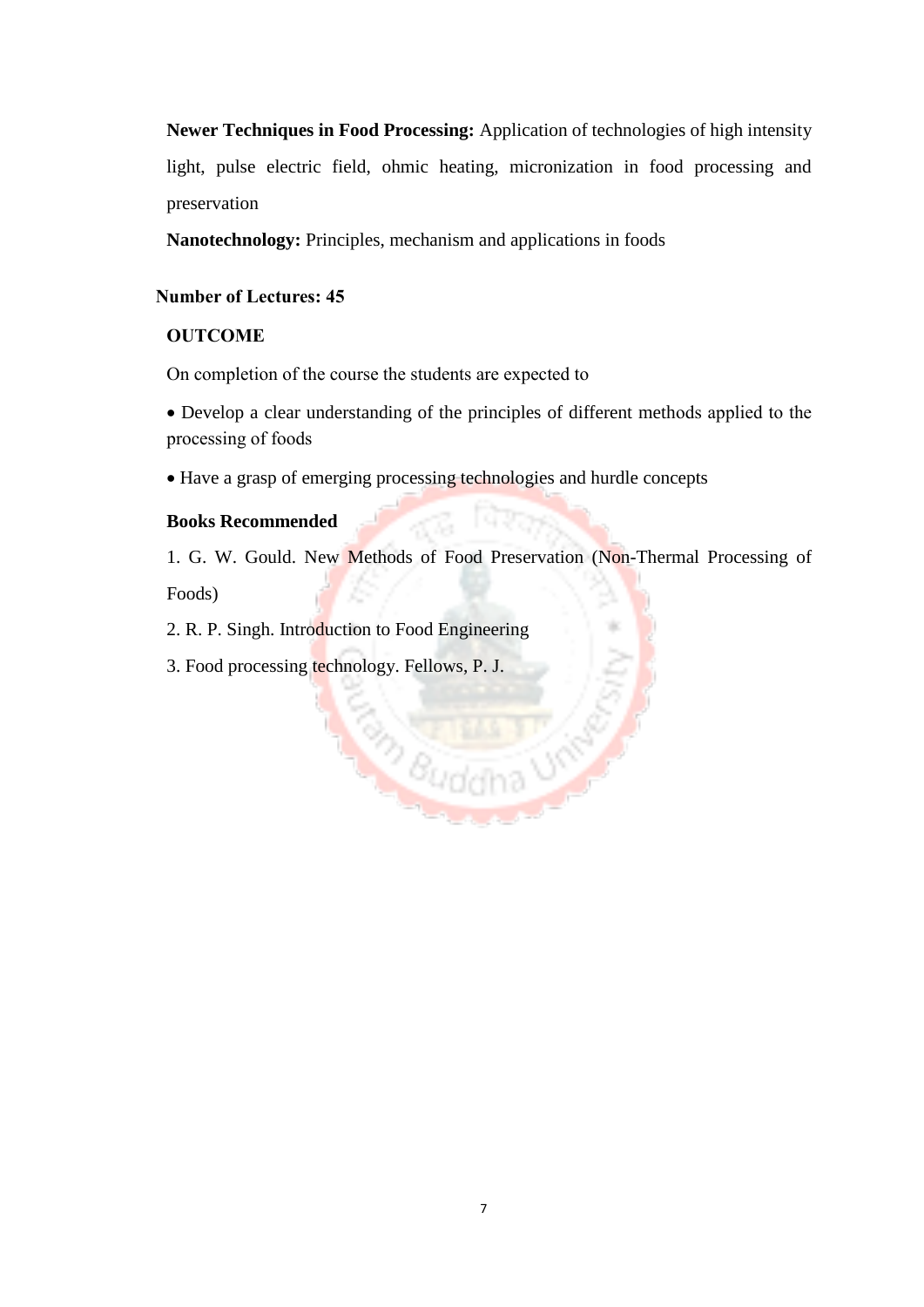**Newer Techniques in Food Processing:** Application of technologies of high intensity light, pulse electric field, ohmic heating, micronization in food processing and preservation

**Nanotechnology:** Principles, mechanism and applications in foods

**Number of Lectures: 45**

**OUTCOME**

On completion of the course the students are expected to

- Develop a clear understanding of the principles of different methods applied to the processing of foods
- Have a grasp of emerging processing technologies and hurdle concepts

**Books Recommended**

1. G. W. Gould. New Methods of Food Preservation (Non-Thermal Processing of Foods)
2. R. P. Singh. Introduction to Food Engineering
3. Food processing technology. Fellows, P. J.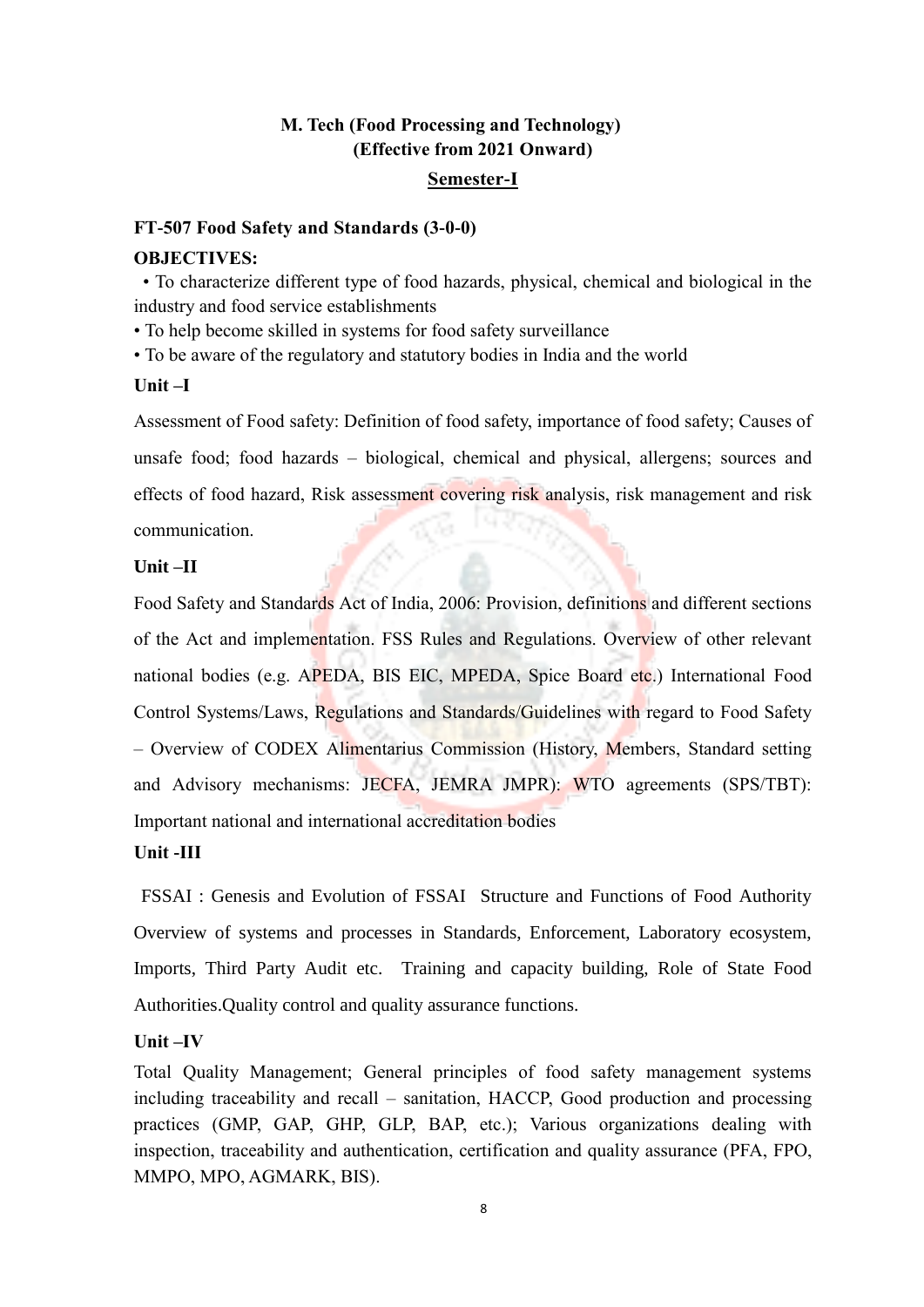**M. Tech (Food Processing and Technology)**
**(Effective from 2021 Onward)**

**Semester-I**

**FT-507 Food Safety and Standards (3-0-0)**

**OBJECTIVES:**

- To characterize different type of food hazards, physical, chemical and biological in the industry and food service establishments
- To help become skilled in systems for food safety surveillance
- To be aware of the regulatory and statutory bodies in India and the world

**Unit –I**

Assessment of Food safety: Definition of food safety, importance of food safety; Causes of unsafe food; food hazards – biological, chemical and physical, allergens; sources and effects of food hazard, Risk assessment covering risk analysis, risk management and risk communication.

**Unit –II**

Food Safety and Standards Act of India, 2006: Provision, definitions and different sections of the Act and implementation. FSS Rules and Regulations. Overview of other relevant national bodies (e.g. APEDA, BIS EIC, MPEDA, Spice Board etc.) International Food Control Systems/Laws, Regulations and Standards/Guidelines with regard to Food Safety – Overview of CODEX Alimentarius Commission (History, Members, Standard setting and Advisory mechanisms: JECFA, JEMRA JMPR): WTO agreements (SPS/TBT): Important national and international accreditation bodies

**Unit -III**

FSSAI : Genesis and Evolution of FSSAI Structure and Functions of Food Authority Overview of systems and processes in Standards, Enforcement, Laboratory ecosystem, Imports, Third Party Audit etc. Training and capacity building, Role of State Food Authorities.Quality control and quality assurance functions.

**Unit –IV**

Total Quality Management; General principles of food safety management systems including traceability and recall – sanitation, HACCP, Good production and processing practices (GMP, GAP, GHP, GLP, BAP, etc.); Various organizations dealing with inspection, traceability and authentication, certification and quality assurance (PFA, FPO, MMPO, MPO, AGMARK, BIS).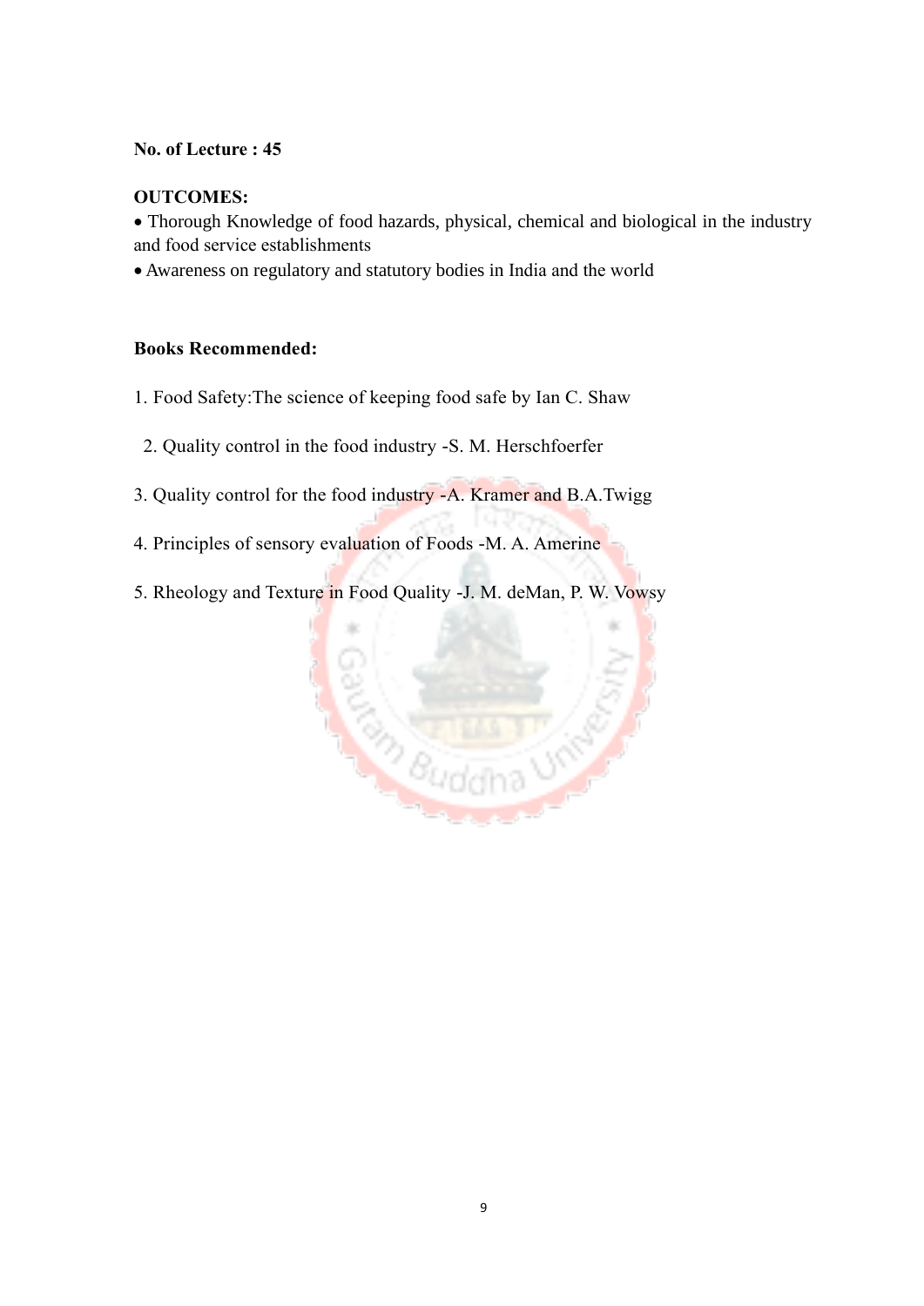**No. of Lecture : 45**

**OUTCOMES:**

- Thorough Knowledge of food hazards, physical, chemical and biological in the industry and food service establishments
- Awareness on regulatory and statutory bodies in India and the world

**Books Recommended:**

1. Food Safety:The science of keeping food safe by Ian C. Shaw
2. Quality control in the food industry -S. M. Herschfoerfer
3. Quality control for the food industry -A. Kramer and B.A.Twigg
4. Principles of sensory evaluation of Foods -M. A. Amerine
5. Rheology and Texture in Food Quality -J. M. deMan, P. W. Vowsy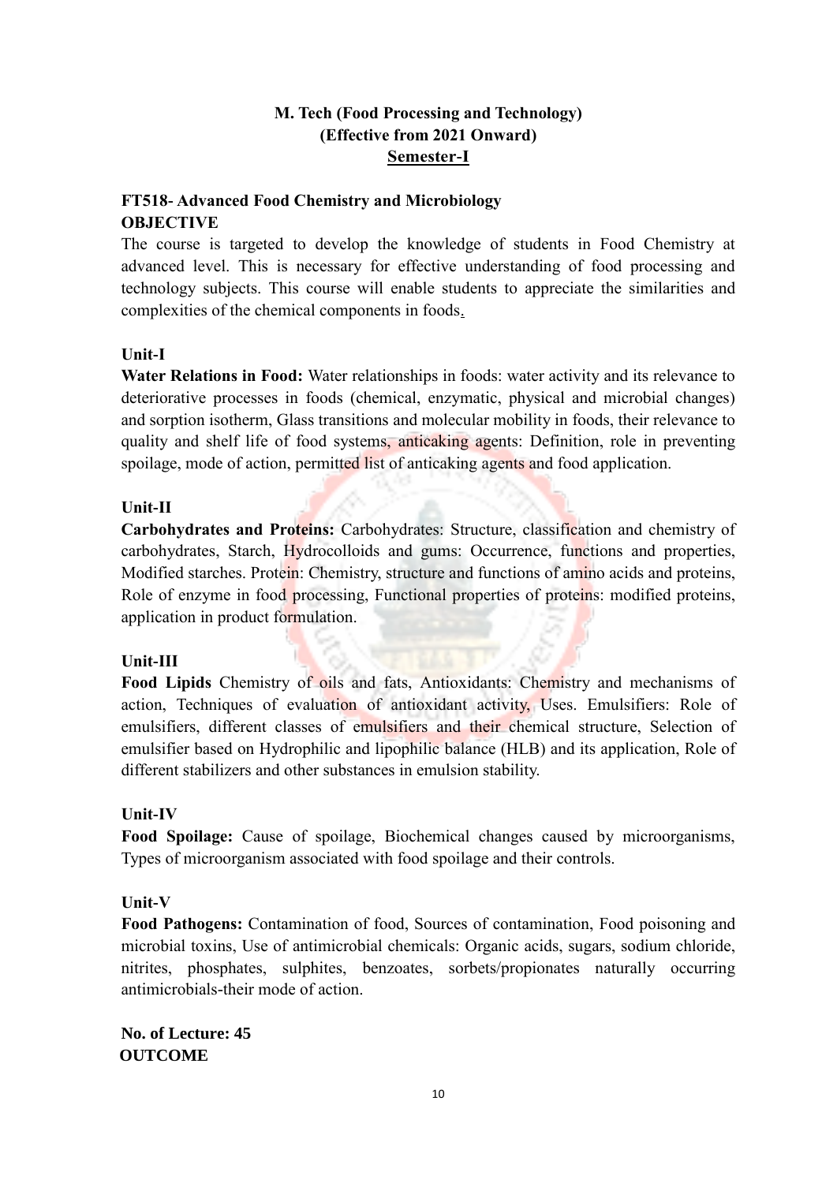**M. Tech (Food Processing and Technology)**
**(Effective from 2021 Onward)**
**Semester-I**

## FT518- Advanced Food Chemistry and Microbiology

### OBJECTIVE

The course is targeted to develop the knowledge of students in Food Chemistry at advanced level. This is necessary for effective understanding of food processing and technology subjects. This course will enable students to appreciate the similarities and complexities of the chemical components in foods.

### Unit-I

**Water Relations in Food:** Water relationships in foods: water activity and its relevance to deteriorative processes in foods (chemical, enzymatic, physical and microbial changes) and sorption isotherm, Glass transitions and molecular mobility in foods, their relevance to quality and shelf life of food systems, anticaking agents: Definition, role in preventing spoilage, mode of action, permitted list of anticaking agents and food application.

### Unit-II

**Carbohydrates and Proteins:** Carbohydrates: Structure, classification and chemistry of carbohydrates, Starch, Hydrocolloids and gums: Occurrence, functions and properties, Modified starches. Protein: Chemistry, structure and functions of amino acids and proteins, Role of enzyme in food processing, Functional properties of proteins: modified proteins, application in product formulation.

### Unit-III

**Food Lipids** Chemistry of oils and fats, Antioxidants: Chemistry and mechanisms of action, Techniques of evaluation of antioxidant activity, Uses. Emulsifiers: Role of emulsifiers, different classes of emulsifiers and their chemical structure, Selection of emulsifier based on Hydrophilic and lipophilic balance (HLB) and its application, Role of different stabilizers and other substances in emulsion stability.

### Unit-IV

**Food Spoilage:** Cause of spoilage, Biochemical changes caused by microorganisms, Types of microorganism associated with food spoilage and their controls.

### Unit-V

**Food Pathogens:** Contamination of food, Sources of contamination, Food poisoning and microbial toxins, Use of antimicrobial chemicals: Organic acids, sugars, sodium chloride, nitrites, phosphates, sulphites, benzoates, sorbets/propionates naturally occurring antimicrobials-their mode of action.

**No. of Lecture: 45**

### OUTCOME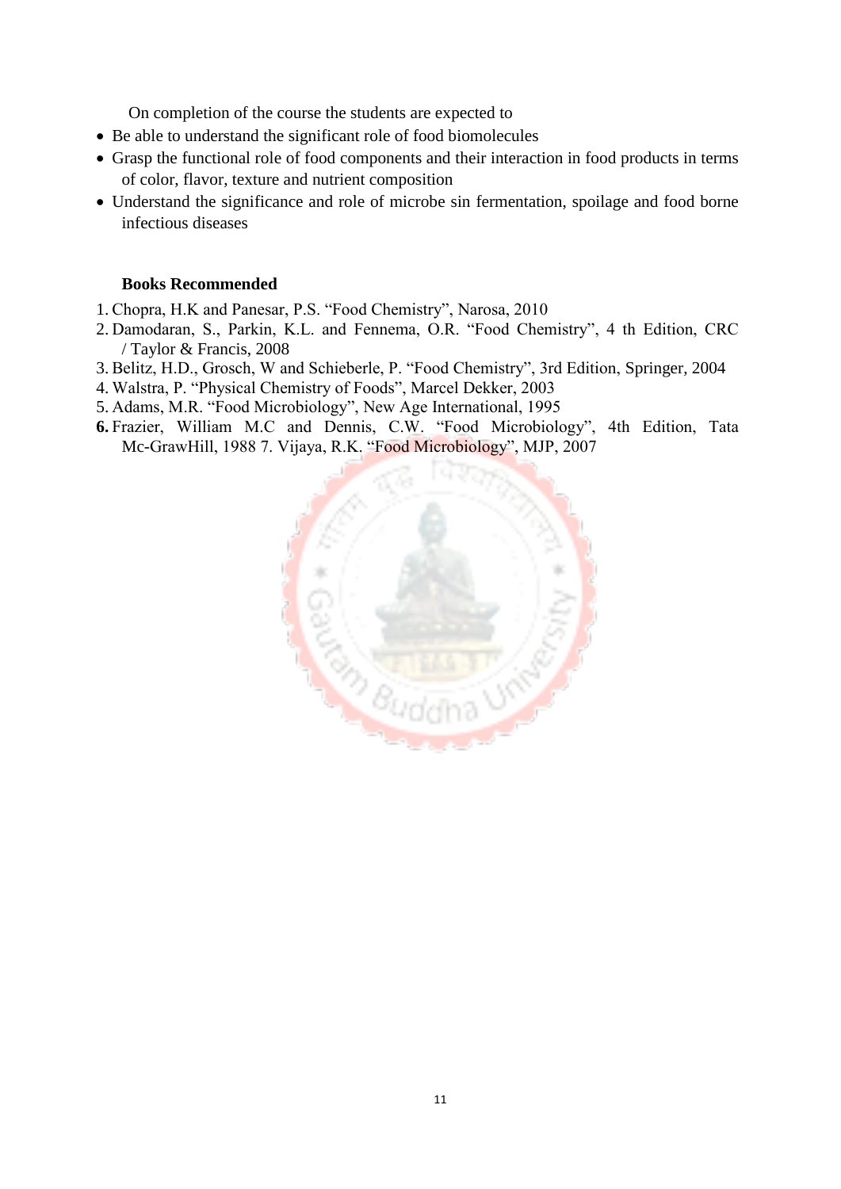On completion of the course the students are expected to

- Be able to understand the significant role of food biomolecules
- Grasp the functional role of food components and their interaction in food products in terms of color, flavor, texture and nutrient composition
- Understand the significance and role of microbe sin fermentation, spoilage and food borne infectious diseases

**Books Recommended**

1. Chopra, H.K and Panesar, P.S. "Food Chemistry", Narosa, 2010
2. Damodaran, S., Parkin, K.L. and Fennema, O.R. "Food Chemistry", 4 th Edition, CRC / Taylor & Francis, 2008
3. Belitz, H.D., Grosch, W and Schieberle, P. "Food Chemistry", 3rd Edition, Springer, 2004
4. Walstra, P. "Physical Chemistry of Foods", Marcel Dekker, 2003
5. Adams, M.R. "Food Microbiology", New Age International, 1995
6. Frazier, William M.C and Dennis, C.W. "Food Microbiology", 4th Edition, Tata Mc-GrawHill, 1988 7. Vijaya, R.K. "Food Microbiology", MJP, 2007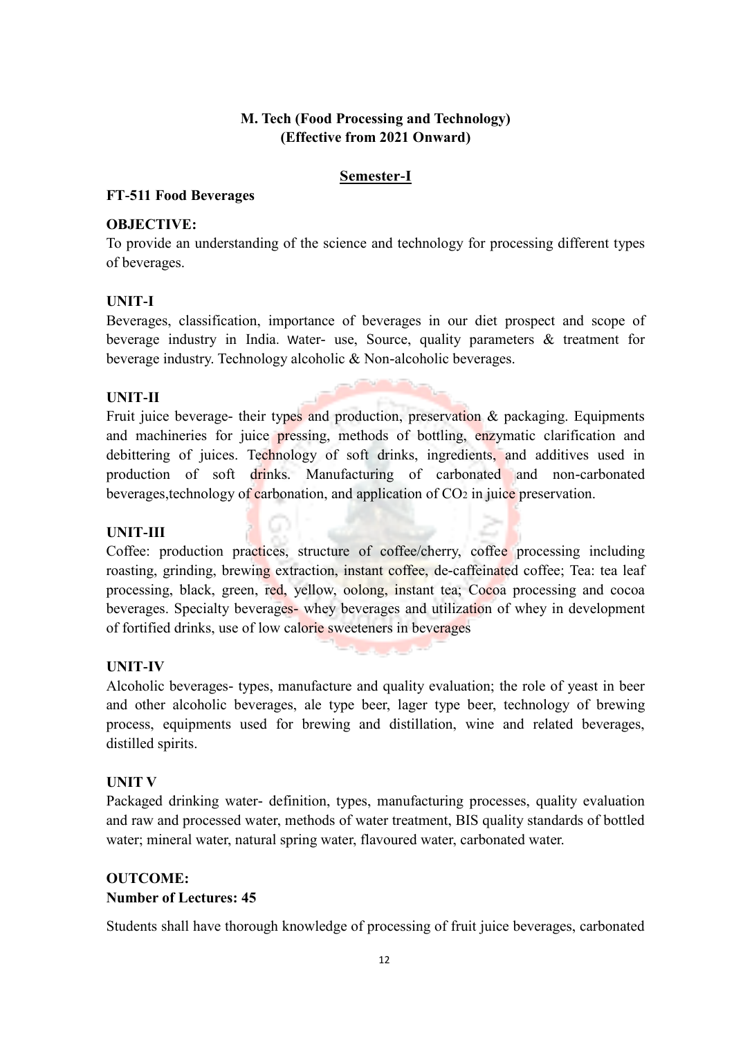**M. Tech (Food Processing and Technology)**
**(Effective from 2021 Onward)**

## Semester-I

### FT-511 Food Beverages

**OBJECTIVE:**
To provide an understanding of the science and technology for processing different types of beverages.

**UNIT-I**
Beverages, classification, importance of beverages in our diet prospect and scope of beverage industry in India. Water- use, Source, quality parameters & treatment for beverage industry. Technology alcoholic & Non-alcoholic beverages.

**UNIT-II**
Fruit juice beverage- their types and production, preservation & packaging. Equipments and machineries for juice pressing, methods of bottling, enzymatic clarification and debittering of juices. Technology of soft drinks, ingredients, and additives used in production of soft drinks. Manufacturing of carbonated and non-carbonated beverages,technology of carbonation, and application of $CO_2$ in juice preservation.

**UNIT-III**
Coffee: production practices, structure of coffee/cherry, coffee processing including roasting, grinding, brewing extraction, instant coffee, de-caffeinated coffee; Tea: tea leaf processing, black, green, red, yellow, oolong, instant tea; Cocoa processing and cocoa beverages. Specialty beverages- whey beverages and utilization of whey in development of fortified drinks, use of low calorie sweeteners in beverages

**UNIT-IV**
Alcoholic beverages- types, manufacture and quality evaluation; the role of yeast in beer and other alcoholic beverages, ale type beer, lager type beer, technology of brewing process, equipments used for brewing and distillation, wine and related beverages, distilled spirits.

**UNIT V**
Packaged drinking water- definition, types, manufacturing processes, quality evaluation and raw and processed water, methods of water treatment, BIS quality standards of bottled water; mineral water, natural spring water, flavoured water, carbonated water.

**OUTCOME:**
**Number of Lectures: 45**

Students shall have thorough knowledge of processing of fruit juice beverages, carbonated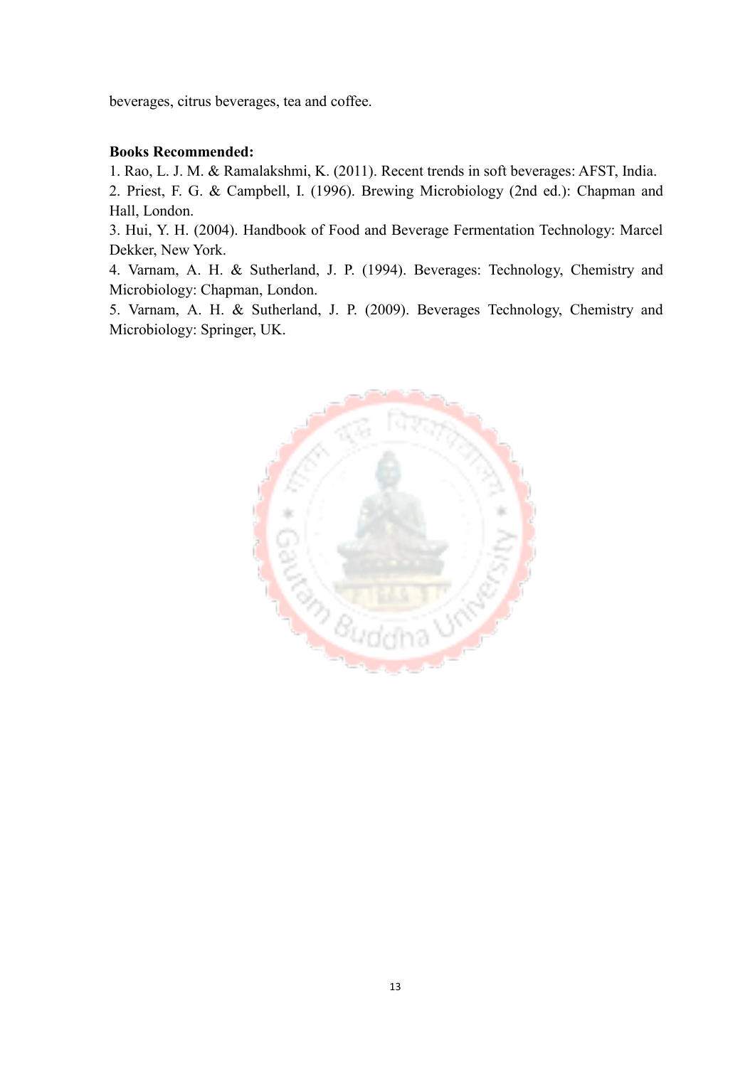beverages, citrus beverages, tea and coffee.

**Books Recommended:**

1. Rao, L. J. M. & Ramalakshmi, K. (2011). Recent trends in soft beverages: AFST, India.
2. Priest, F. G. & Campbell, I. (1996). Brewing Microbiology (2nd ed.): Chapman and Hall, London.
3. Hui, Y. H. (2004). Handbook of Food and Beverage Fermentation Technology: Marcel Dekker, New York.
4. Varnam, A. H. & Sutherland, J. P. (1994). Beverages: Technology, Chemistry and Microbiology: Chapman, London.
5. Varnam, A. H. & Sutherland, J. P. (2009). Beverages Technology, Chemistry and Microbiology: Springer, UK.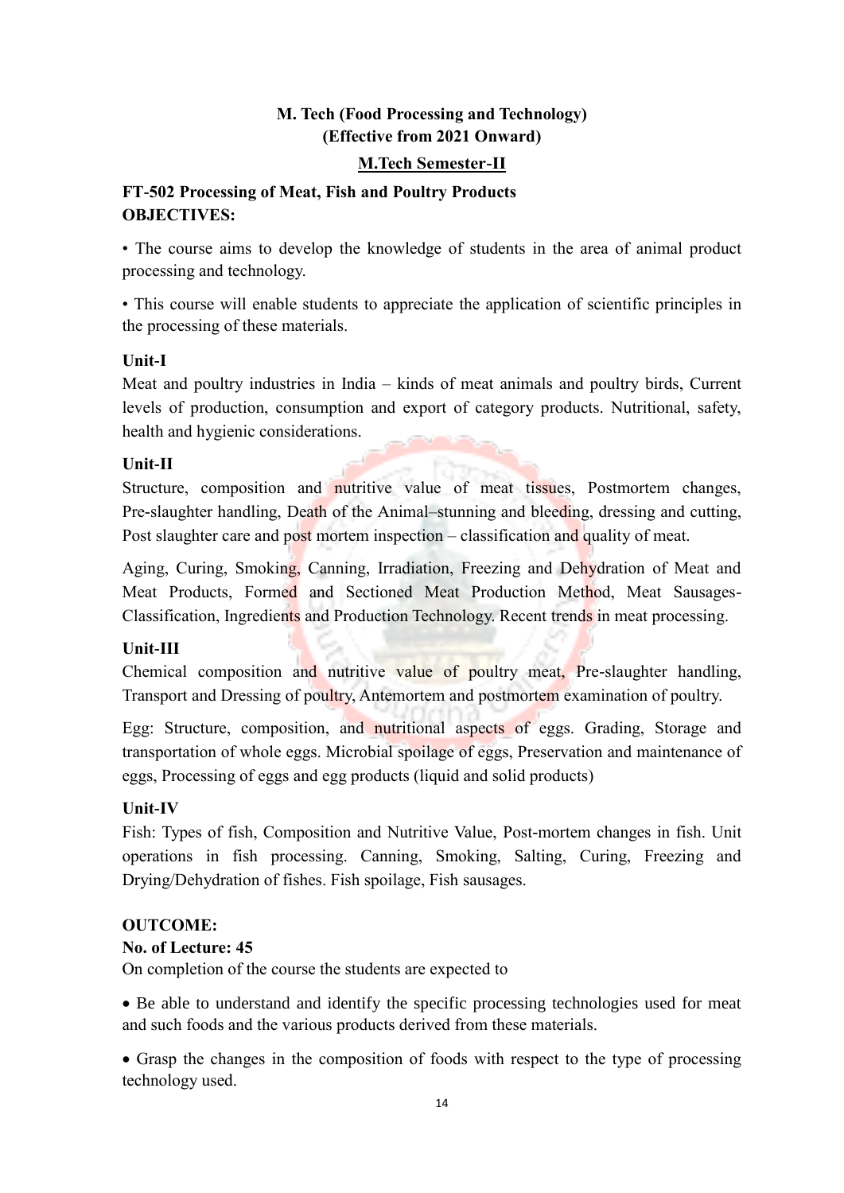**M. Tech (Food Processing and Technology)**
**(Effective from 2021 Onward)**

**M.Tech Semester-II**

**FT-502 Processing of Meat, Fish and Poultry Products**

**OBJECTIVES:**

• The course aims to develop the knowledge of students in the area of animal product processing and technology.

• This course will enable students to appreciate the application of scientific principles in the processing of these materials.

**Unit-I**

Meat and poultry industries in India – kinds of meat animals and poultry birds, Current levels of production, consumption and export of category products. Nutritional, safety, health and hygienic considerations.

**Unit-II**

Structure, composition and nutritive value of meat tissues, Postmortem changes, Pre-slaughter handling, Death of the Animal–stunning and bleeding, dressing and cutting, Post slaughter care and post mortem inspection – classification and quality of meat.

Aging, Curing, Smoking, Canning, Irradiation, Freezing and Dehydration of Meat and Meat Products, Formed and Sectioned Meat Production Method, Meat Sausages- Classification, Ingredients and Production Technology. Recent trends in meat processing.

**Unit-III**

Chemical composition and nutritive value of poultry meat, Pre-slaughter handling, Transport and Dressing of poultry, Antemortem and postmortem examination of poultry.

Egg: Structure, composition, and nutritional aspects of eggs. Grading, Storage and transportation of whole eggs. Microbial spoilage of eggs, Preservation and maintenance of eggs, Processing of eggs and egg products (liquid and solid products)

**Unit-IV**

Fish: Types of fish, Composition and Nutritive Value, Post-mortem changes in fish. Unit operations in fish processing. Canning, Smoking, Salting, Curing, Freezing and Drying/Dehydration of fishes. Fish spoilage, Fish sausages.

**OUTCOME:**

**No. of Lecture: 45**

On completion of the course the students are expected to

- Be able to understand and identify the specific processing technologies used for meat and such foods and the various products derived from these materials.
- Grasp the changes in the composition of foods with respect to the type of processing technology used.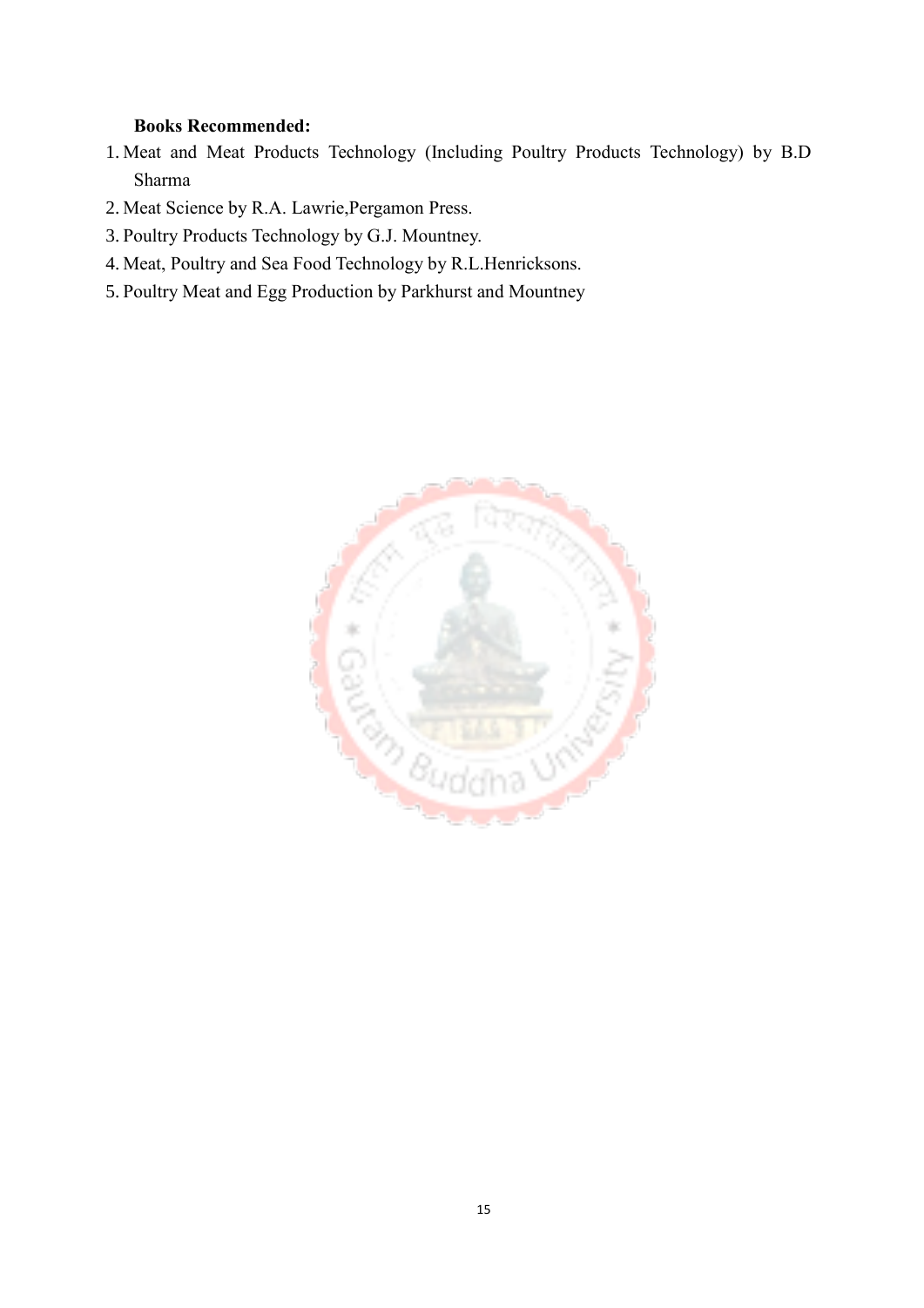**Books Recommended:**

1. Meat and Meat Products Technology (Including Poultry Products Technology) by B.D Sharma
2. Meat Science by R.A. Lawrie,Pergamon Press.
3. Poultry Products Technology by G.J. Mountney.
4. Meat, Poultry and Sea Food Technology by R.L.Henricksons.
5. Poultry Meat and Egg Production by Parkhurst and Mountney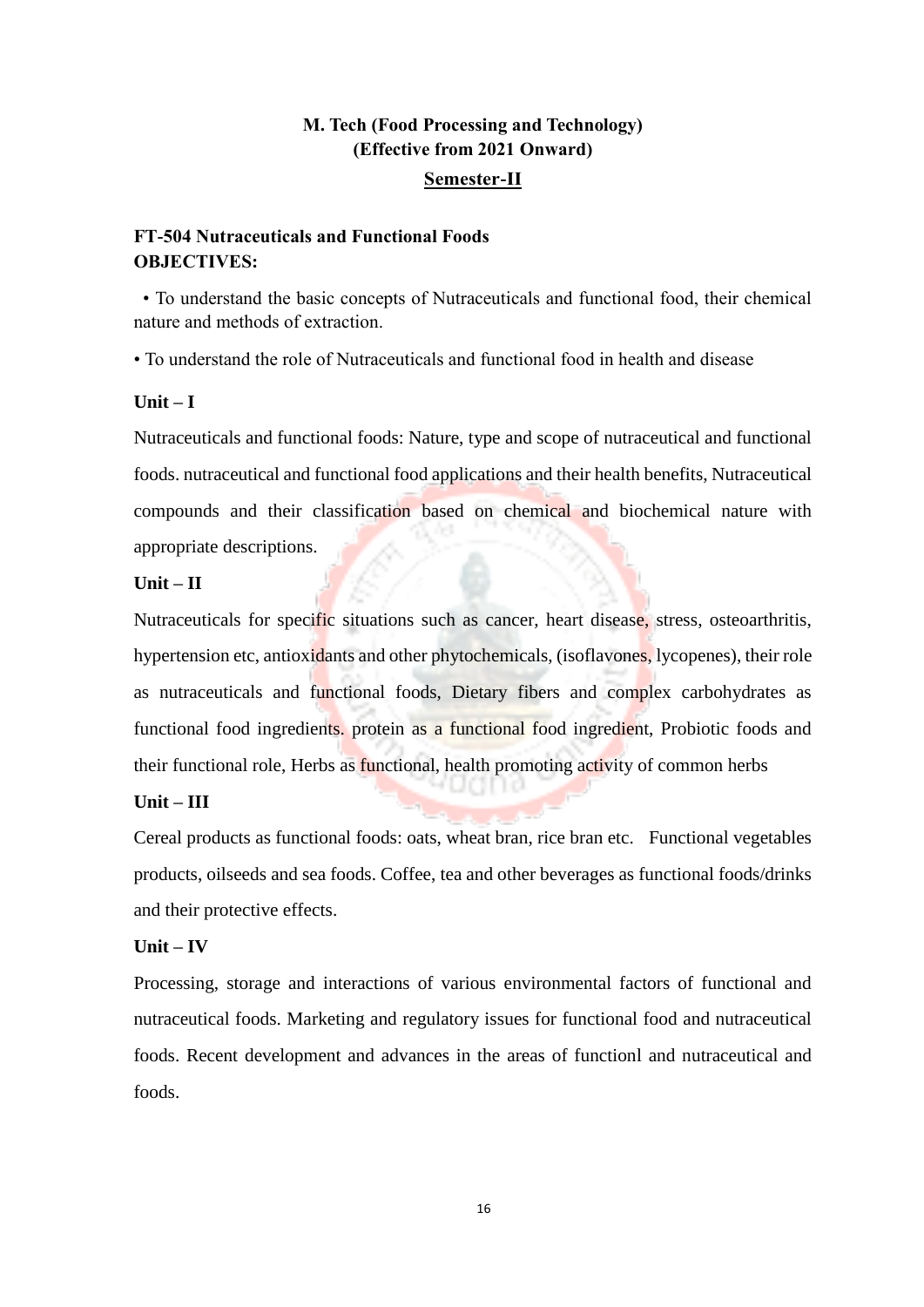**M. Tech (Food Processing and Technology)**
**(Effective from 2021 Onward)**

**Semester-II**

**FT-504 Nutraceuticals and Functional Foods**
**OBJECTIVES:**

• To understand the basic concepts of Nutraceuticals and functional food, their chemical nature and methods of extraction.

• To understand the role of Nutraceuticals and functional food in health and disease

**Unit – I**

Nutraceuticals and functional foods: Nature, type and scope of nutraceutical and functional foods. nutraceutical and functional food applications and their health benefits, Nutraceutical compounds and their classification based on chemical and biochemical nature with appropriate descriptions.

**Unit – II**

Nutraceuticals for specific situations such as cancer, heart disease, stress, osteoarthritis, hypertension etc, antioxidants and other phytochemicals, (isoflavones, lycopenes), their role as nutraceuticals and functional foods, Dietary fibers and complex carbohydrates as functional food ingredients. protein as a functional food ingredient, Probiotic foods and their functional role, Herbs as functional, health promoting activity of common herbs

**Unit – III**

Cereal products as functional foods: oats, wheat bran, rice bran etc. Functional vegetables products, oilseeds and sea foods. Coffee, tea and other beverages as functional foods/drinks and their protective effects.

**Unit – IV**

Processing, storage and interactions of various environmental factors of functional and nutraceutical foods. Marketing and regulatory issues for functional food and nutraceutical foods. Recent development and advances in the areas of functionl and nutraceutical and foods.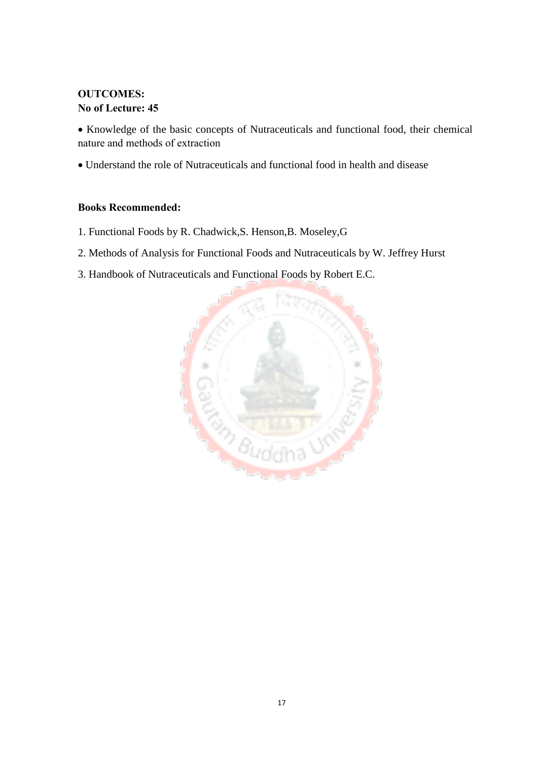**OUTCOMES:**
**No of Lecture: 45**

- Knowledge of the basic concepts of Nutraceuticals and functional food, their chemical nature and methods of extraction
- Understand the role of Nutraceuticals and functional food in health and disease

**Books Recommended:**

1. Functional Foods by R. Chadwick,S. Henson,B. Moseley,G
2. Methods of Analysis for Functional Foods and Nutraceuticals by W. Jeffrey Hurst
3. Handbook of Nutraceuticals and Functional Foods by Robert E.C.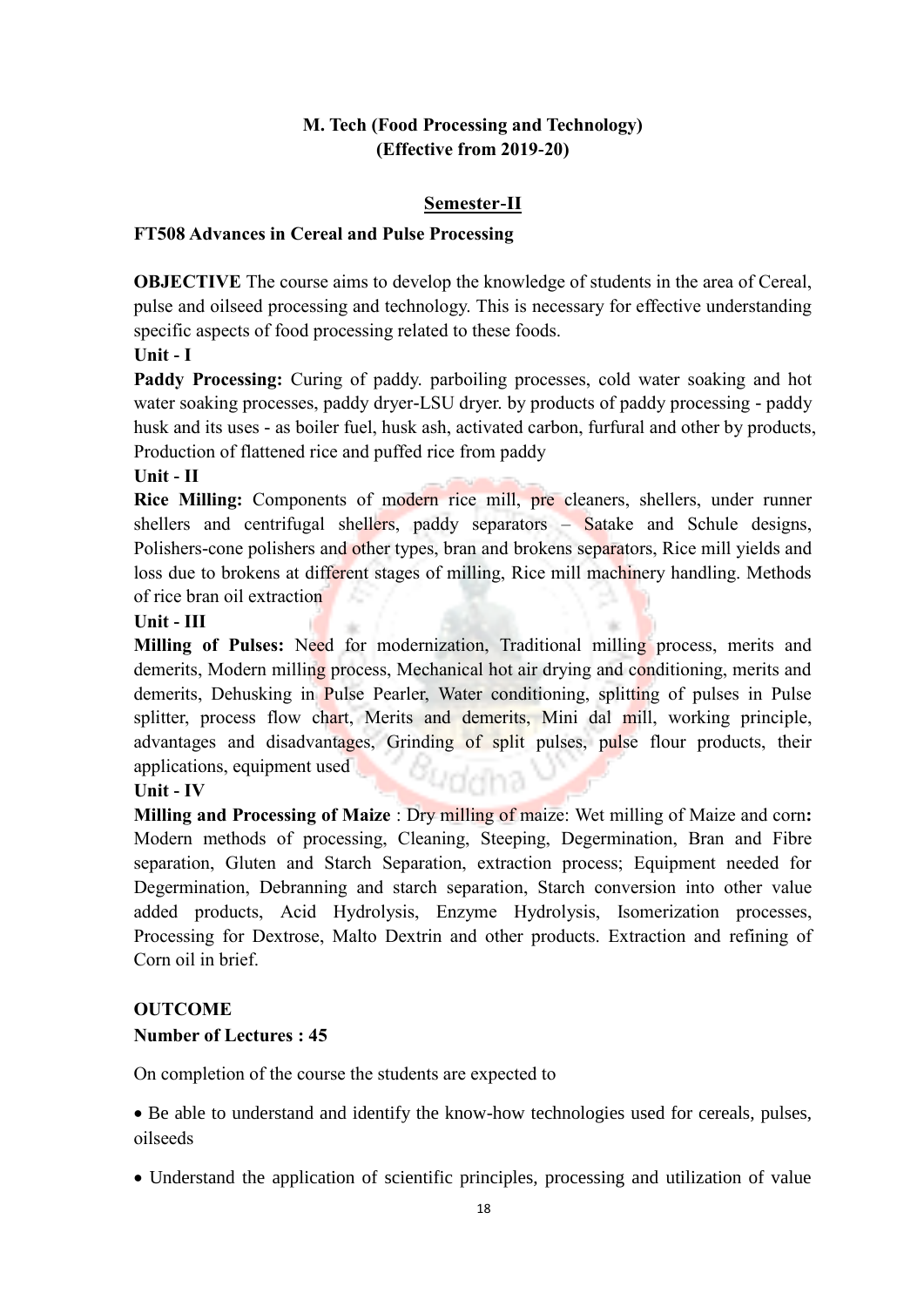# M. Tech (Food Processing and Technology)
# (Effective from 2019-20)

## Semester-II

### FT508 Advances in Cereal and Pulse Processing

**OBJECTIVE** The course aims to develop the knowledge of students in the area of Cereal, pulse and oilseed processing and technology. This is necessary for effective understanding specific aspects of food processing related to these foods.

**Unit - I**

**Paddy Processing:** Curing of paddy. parboiling processes, cold water soaking and hot water soaking processes, paddy dryer-LSU dryer. by products of paddy processing - paddy husk and its uses - as boiler fuel, husk ash, activated carbon, furfural and other by products, Production of flattened rice and puffed rice from paddy

**Unit - II**

**Rice Milling:** Components of modern rice mill, pre cleaners, shellers, under runner shellers and centrifugal shellers, paddy separators – Satake and Schule designs, Polishers-cone polishers and other types, bran and brokens separators, Rice mill yields and loss due to brokens at different stages of milling, Rice mill machinery handling. Methods of rice bran oil extraction

**Unit - III**

**Milling of Pulses:** Need for modernization, Traditional milling process, merits and demerits, Modern milling process, Mechanical hot air drying and conditioning, merits and demerits, Dehusking in Pulse Pearler, Water conditioning, splitting of pulses in Pulse splitter, process flow chart, Merits and demerits, Mini dal mill, working principle, advantages and disadvantages, Grinding of split pulses, pulse flour products, their applications, equipment used

**Unit - IV**

**Milling and Processing of Maize** : Dry milling of maize: Wet milling of Maize and corn**:** Modern methods of processing, Cleaning, Steeping, Degermination, Bran and Fibre separation, Gluten and Starch Separation, extraction process; Equipment needed for Degermination, Debranning and starch separation, Starch conversion into other value added products, Acid Hydrolysis, Enzyme Hydrolysis, Isomerization processes, Processing for Dextrose, Malto Dextrin and other products. Extraction and refining of Corn oil in brief.

**OUTCOME**

**Number of Lectures : 45**

On completion of the course the students are expected to

- Be able to understand and identify the know-how technologies used for cereals, pulses, oilseeds
- Understand the application of scientific principles, processing and utilization of value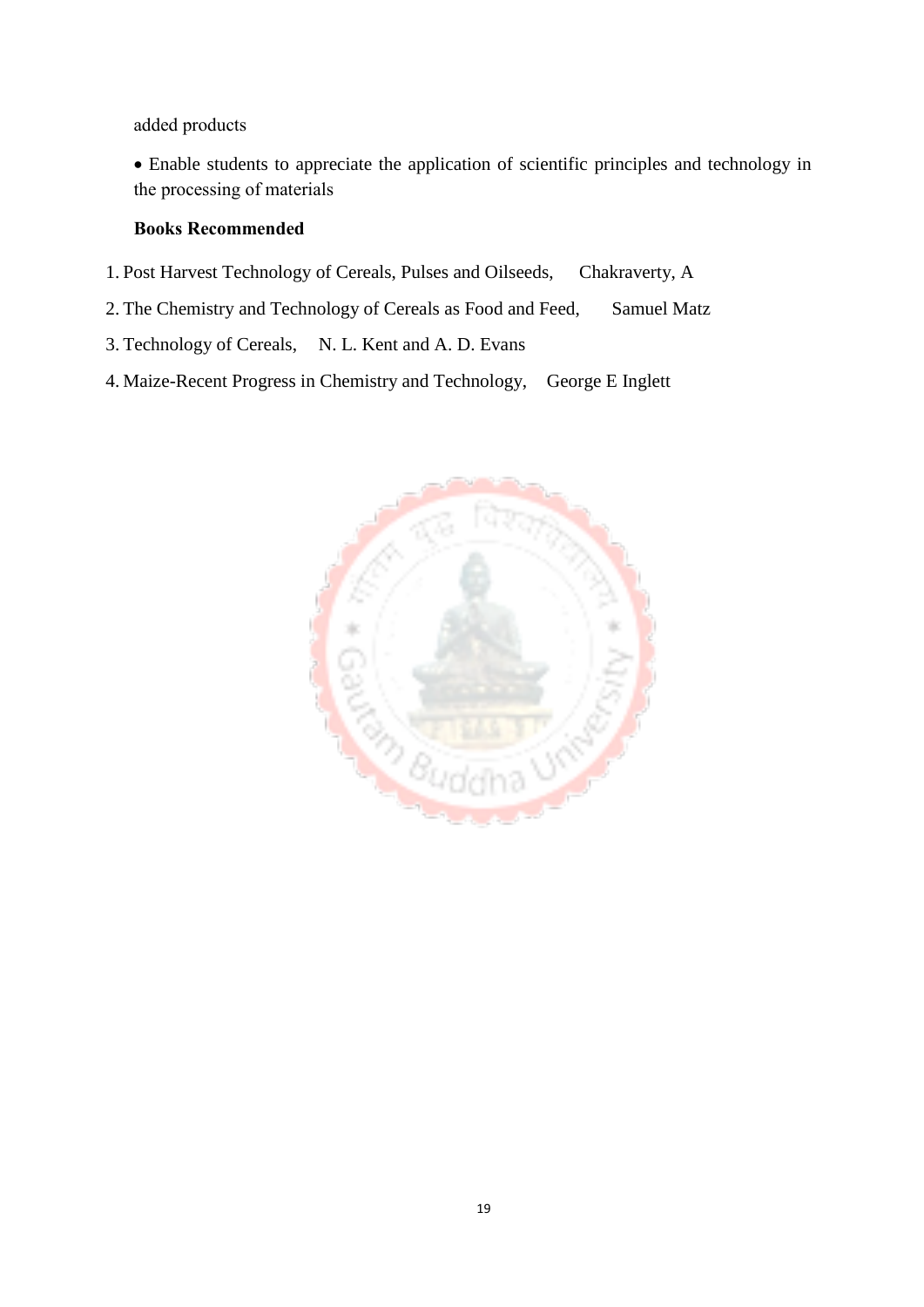added products

- Enable students to appreciate the application of scientific principles and technology in the processing of materials

**Books Recommended**

1. Post Harvest Technology of Cereals, Pulses and Oilseeds, Chakraverty, A
2. The Chemistry and Technology of Cereals as Food and Feed, Samuel Matz
3. Technology of Cereals, N. L. Kent and A. D. Evans
4. Maize-Recent Progress in Chemistry and Technology, George E Inglett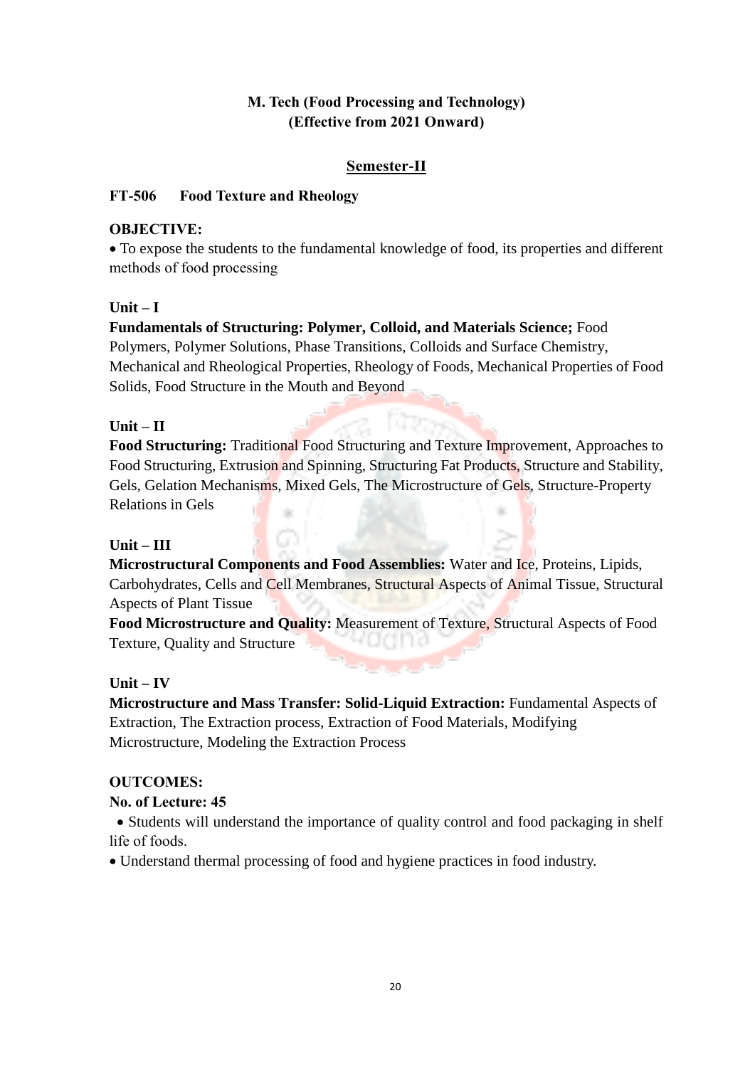**M. Tech (Food Processing and Technology)**
**(Effective from 2021 Onward)**

## Semester-II

### FT-506 Food Texture and Rheology

**OBJECTIVE:**

- To expose the students to the fundamental knowledge of food, its properties and different methods of food processing

**Unit – I**

**Fundamentals of Structuring: Polymer, Colloid, and Materials Science;** Food Polymers, Polymer Solutions, Phase Transitions, Colloids and Surface Chemistry, Mechanical and Rheological Properties, Rheology of Foods, Mechanical Properties of Food Solids, Food Structure in the Mouth and Beyond

**Unit – II**

**Food Structuring:** Traditional Food Structuring and Texture Improvement, Approaches to Food Structuring, Extrusion and Spinning, Structuring Fat Products, Structure and Stability, Gels, Gelation Mechanisms, Mixed Gels, The Microstructure of Gels, Structure-Property Relations in Gels

**Unit – III**

**Microstructural Components and Food Assemblies:** Water and Ice, Proteins, Lipids, Carbohydrates, Cells and Cell Membranes, Structural Aspects of Animal Tissue, Structural Aspects of Plant Tissue

**Food Microstructure and Quality:** Measurement of Texture, Structural Aspects of Food Texture, Quality and Structure

**Unit – IV**

**Microstructure and Mass Transfer: Solid-Liquid Extraction:** Fundamental Aspects of Extraction, The Extraction process, Extraction of Food Materials, Modifying Microstructure, Modeling the Extraction Process

**OUTCOMES:**

**No. of Lecture: 45**

- Students will understand the importance of quality control and food packaging in shelf life of foods.
- Understand thermal processing of food and hygiene practices in food industry.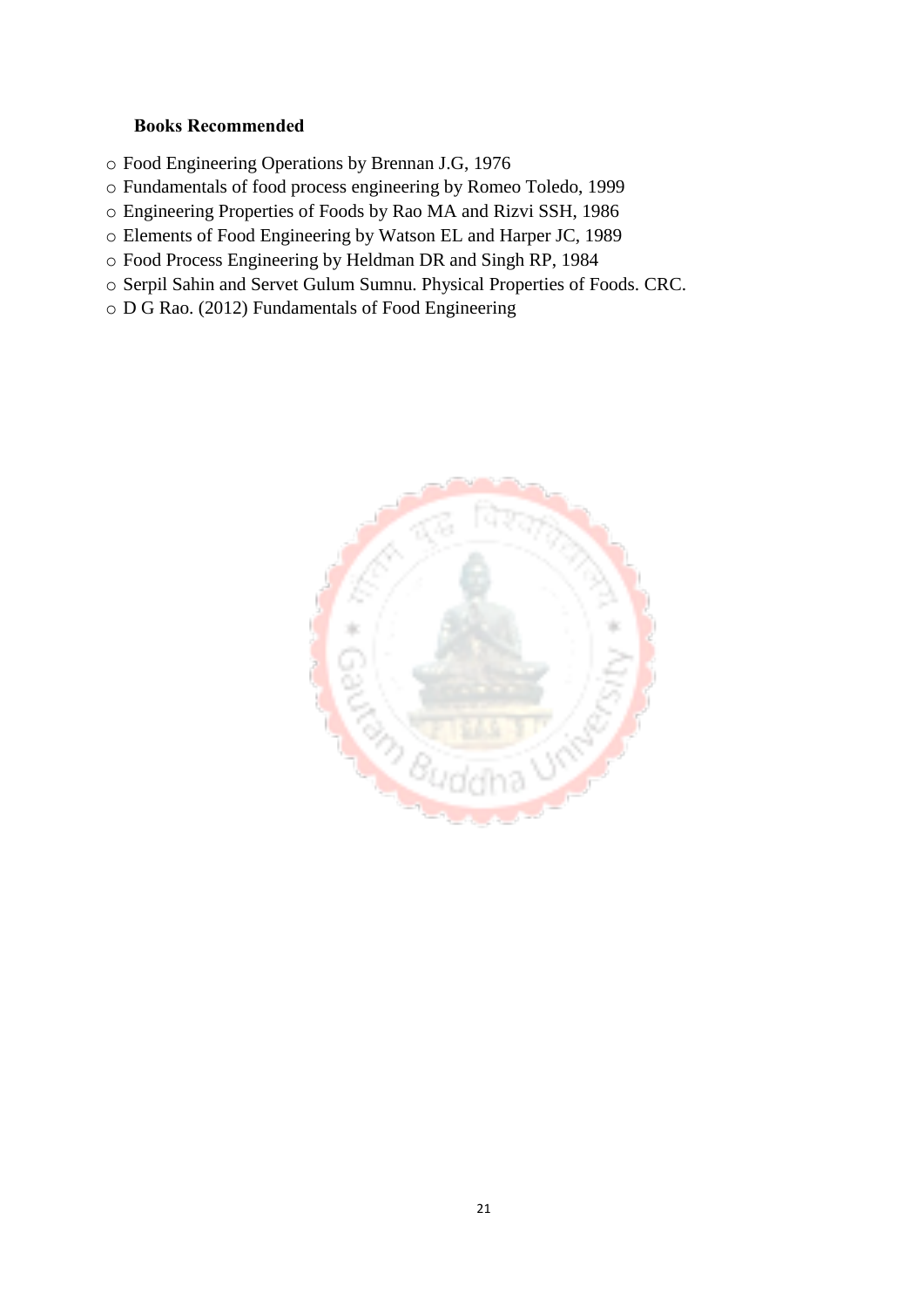**Books Recommended**

- Food Engineering Operations by Brennan J.G, 1976
- Fundamentals of food process engineering by Romeo Toledo, 1999
- Engineering Properties of Foods by Rao MA and Rizvi SSH, 1986
- Elements of Food Engineering by Watson EL and Harper JC, 1989
- Food Process Engineering by Heldman DR and Singh RP, 1984
- Serpil Sahin and Servet Gulum Sumnu. Physical Properties of Foods. CRC.
- D G Rao. (2012) Fundamentals of Food Engineering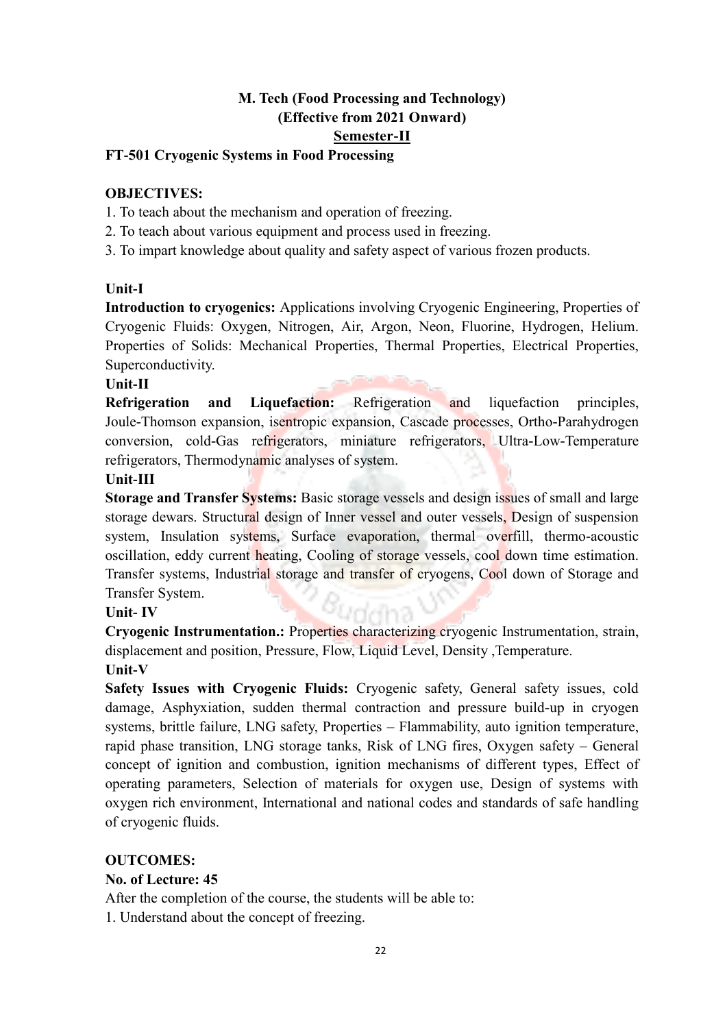**M. Tech (Food Processing and Technology)**
**(Effective from 2021 Onward)**
**Semester-II**

**FT-501 Cryogenic Systems in Food Processing**

**OBJECTIVES:**

1. To teach about the mechanism and operation of freezing.
2. To teach about various equipment and process used in freezing.
3. To impart knowledge about quality and safety aspect of various frozen products.

**Unit-I**

**Introduction to cryogenics:** Applications involving Cryogenic Engineering, Properties of Cryogenic Fluids: Oxygen, Nitrogen, Air, Argon, Neon, Fluorine, Hydrogen, Helium. Properties of Solids: Mechanical Properties, Thermal Properties, Electrical Properties, Superconductivity.

**Unit-II**

**Refrigeration and Liquefaction:** Refrigeration and liquefaction principles, Joule-Thomson expansion, isentropic expansion, Cascade processes, Ortho-Parahydrogen conversion, cold-Gas refrigerators, miniature refrigerators, Ultra-Low-Temperature refrigerators, Thermodynamic analyses of system.

**Unit-III**

**Storage and Transfer Systems:** Basic storage vessels and design issues of small and large storage dewars. Structural design of Inner vessel and outer vessels, Design of suspension system, Insulation systems, Surface evaporation, thermal overfill, thermo-acoustic oscillation, eddy current heating, Cooling of storage vessels, cool down time estimation. Transfer systems, Industrial storage and transfer of cryogens, Cool down of Storage and Transfer System.

**Unit- IV**

**Cryogenic Instrumentation.:** Properties characterizing cryogenic Instrumentation, strain, displacement and position, Pressure, Flow, Liquid Level, Density ,Temperature.

**Unit-V**

**Safety Issues with Cryogenic Fluids:** Cryogenic safety, General safety issues, cold damage, Asphyxiation, sudden thermal contraction and pressure build-up in cryogen systems, brittle failure, LNG safety, Properties – Flammability, auto ignition temperature, rapid phase transition, LNG storage tanks, Risk of LNG fires, Oxygen safety – General concept of ignition and combustion, ignition mechanisms of different types, Effect of operating parameters, Selection of materials for oxygen use, Design of systems with oxygen rich environment, International and national codes and standards of safe handling of cryogenic fluids.

**OUTCOMES:**

**No. of Lecture: 45**

After the completion of the course, the students will be able to:

1. Understand about the concept of freezing.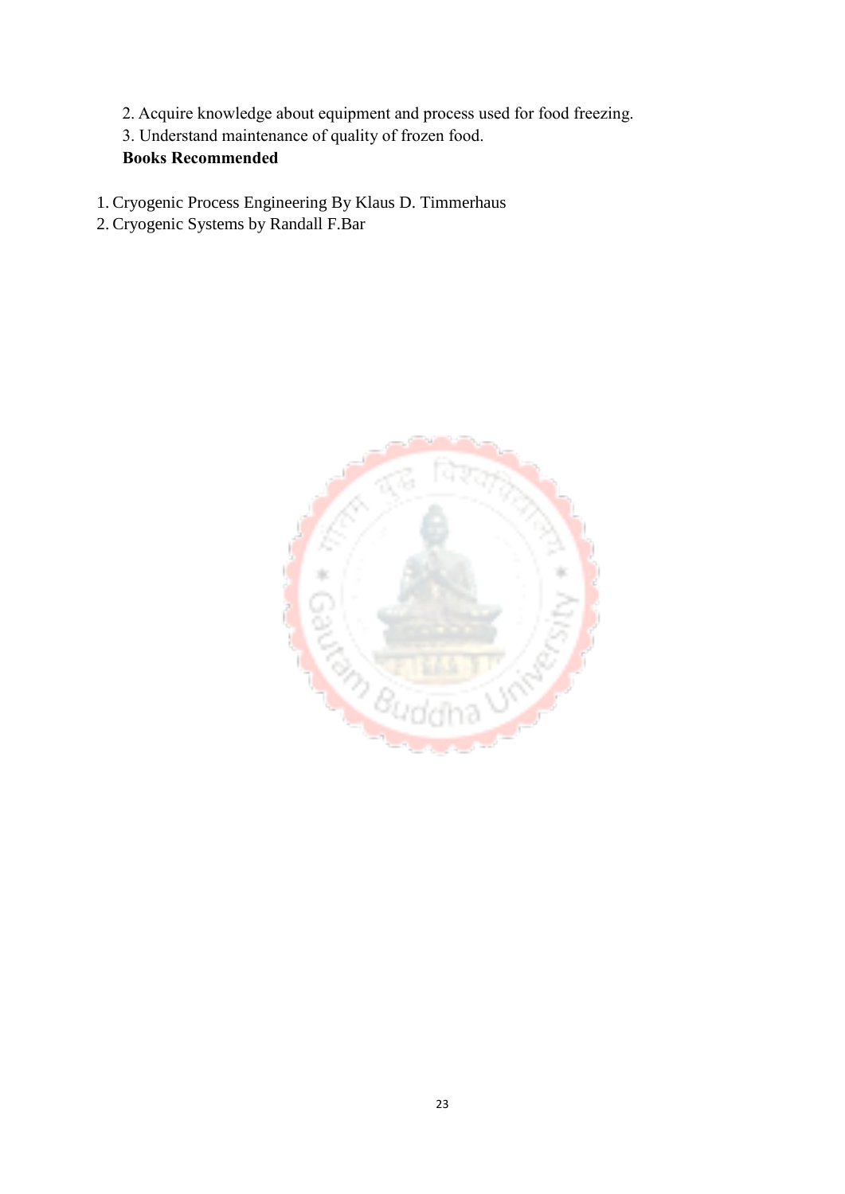2. Acquire knowledge about equipment and process used for food freezing.
3. Understand maintenance of quality of frozen food.

**Books Recommended**

1. Cryogenic Process Engineering By Klaus D. Timmerhaus
2. Cryogenic Systems by Randall F.Bar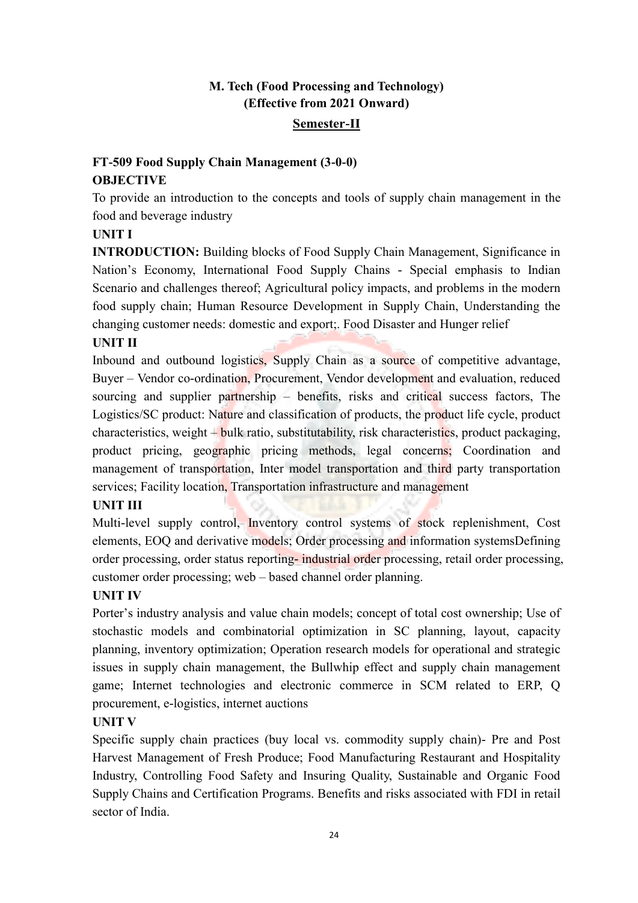## M. Tech (Food Processing and Technology)
## (Effective from 2021 Onward)

### Semester-II

**FT-509 Food Supply Chain Management (3-0-0)**

**OBJECTIVE**

To provide an introduction to the concepts and tools of supply chain management in the food and beverage industry

**UNIT I**

**INTRODUCTION:** Building blocks of Food Supply Chain Management, Significance in Nation's Economy, International Food Supply Chains - Special emphasis to Indian Scenario and challenges thereof; Agricultural policy impacts, and problems in the modern food supply chain; Human Resource Development in Supply Chain, Understanding the changing customer needs: domestic and export;. Food Disaster and Hunger relief

**UNIT II**

Inbound and outbound logistics, Supply Chain as a source of competitive advantage, Buyer – Vendor co-ordination, Procurement, Vendor development and evaluation, reduced sourcing and supplier partnership – benefits, risks and critical success factors, The Logistics/SC product: Nature and classification of products, the product life cycle, product characteristics, weight – bulk ratio, substitutability, risk characteristics, product packaging, product pricing, geographic pricing methods, legal concerns; Coordination and management of transportation, Inter model transportation and third party transportation services; Facility location, Transportation infrastructure and management

**UNIT III**

Multi-level supply control, Inventory control systems of stock replenishment, Cost elements, EOQ and derivative models; Order processing and information systemsDefining order processing, order status reporting- industrial order processing, retail order processing, customer order processing; web – based channel order planning.

**UNIT IV**

Porter's industry analysis and value chain models; concept of total cost ownership; Use of stochastic models and combinatorial optimization in SC planning, layout, capacity planning, inventory optimization; Operation research models for operational and strategic issues in supply chain management, the Bullwhip effect and supply chain management game; Internet technologies and electronic commerce in SCM related to ERP, Q procurement, e-logistics, internet auctions

**UNIT V**

Specific supply chain practices (buy local vs. commodity supply chain)- Pre and Post Harvest Management of Fresh Produce; Food Manufacturing Restaurant and Hospitality Industry, Controlling Food Safety and Insuring Quality, Sustainable and Organic Food Supply Chains and Certification Programs. Benefits and risks associated with FDI in retail sector of India.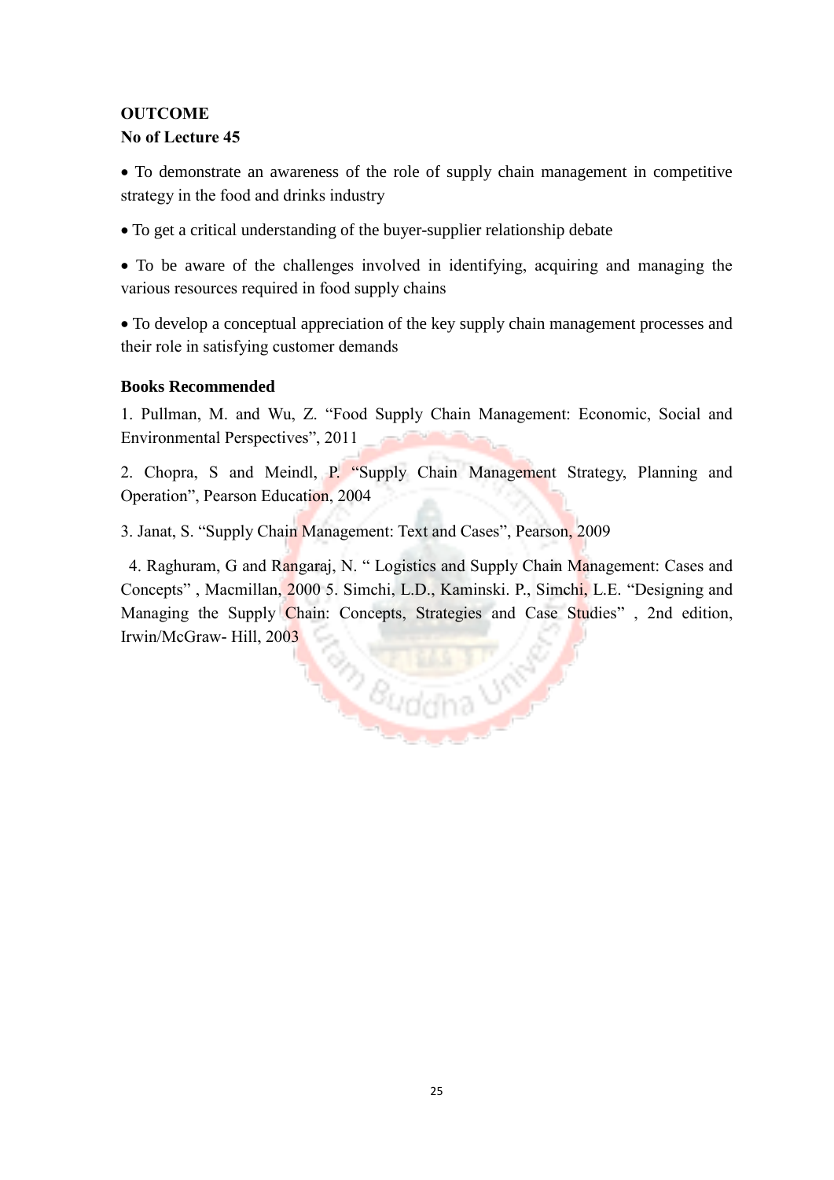**OUTCOME**

**No of Lecture 45**

- To demonstrate an awareness of the role of supply chain management in competitive strategy in the food and drinks industry
- To get a critical understanding of the buyer-supplier relationship debate
- To be aware of the challenges involved in identifying, acquiring and managing the various resources required in food supply chains
- To develop a conceptual appreciation of the key supply chain management processes and their role in satisfying customer demands

**Books Recommended**

1. Pullman, M. and Wu, Z. "Food Supply Chain Management: Economic, Social and Environmental Perspectives", 2011

2. Chopra, S and Meindl, P. "Supply Chain Management Strategy, Planning and Operation", Pearson Education, 2004

3. Janat, S. "Supply Chain Management: Text and Cases", Pearson, 2009

4. Raghuram, G and Rangaraj, N. " Logistics and Supply Chain Management: Cases and Concepts" , Macmillan, 2000 5. Simchi, L.D., Kaminski. P., Simchi, L.E. "Designing and Managing the Supply Chain: Concepts, Strategies and Case Studies" , 2nd edition, Irwin/McGraw- Hill, 2003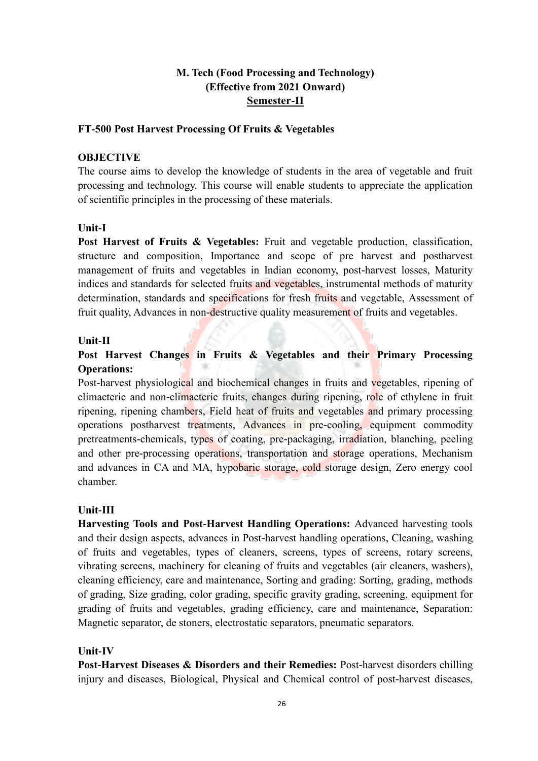**M. Tech (Food Processing and Technology)**
**(Effective from 2021 Onward)**
**Semester-II**

**FT-500 Post Harvest Processing Of Fruits & Vegetables**

**OBJECTIVE**

The course aims to develop the knowledge of students in the area of vegetable and fruit processing and technology. This course will enable students to appreciate the application of scientific principles in the processing of these materials.

**Unit-I**

**Post Harvest of Fruits & Vegetables:** Fruit and vegetable production, classification, structure and composition, Importance and scope of pre harvest and postharvest management of fruits and vegetables in Indian economy, post-harvest losses, Maturity indices and standards for selected fruits and vegetables, instrumental methods of maturity determination, standards and specifications for fresh fruits and vegetable, Assessment of fruit quality, Advances in non-destructive quality measurement of fruits and vegetables.

**Unit-II**

**Post Harvest Changes in Fruits & Vegetables and their Primary Processing Operations:**

Post-harvest physiological and biochemical changes in fruits and vegetables, ripening of climacteric and non-climacteric fruits, changes during ripening, role of ethylene in fruit ripening, ripening chambers, Field heat of fruits and vegetables and primary processing operations postharvest treatments, Advances in pre-cooling, equipment commodity pretreatments-chemicals, types of coating, pre-packaging, irradiation, blanching, peeling and other pre-processing operations, transportation and storage operations, Mechanism and advances in CA and MA, hypobaric storage, cold storage design, Zero energy cool chamber.

**Unit-III**

**Harvesting Tools and Post-Harvest Handling Operations:** Advanced harvesting tools and their design aspects, advances in Post-harvest handling operations, Cleaning, washing of fruits and vegetables, types of cleaners, screens, types of screens, rotary screens, vibrating screens, machinery for cleaning of fruits and vegetables (air cleaners, washers), cleaning efficiency, care and maintenance, Sorting and grading: Sorting, grading, methods of grading, Size grading, color grading, specific gravity grading, screening, equipment for grading of fruits and vegetables, grading efficiency, care and maintenance, Separation: Magnetic separator, de stoners, electrostatic separators, pneumatic separators.

**Unit-IV**

**Post-Harvest Diseases & Disorders and their Remedies:** Post-harvest disorders chilling injury and diseases, Biological, Physical and Chemical control of post-harvest diseases,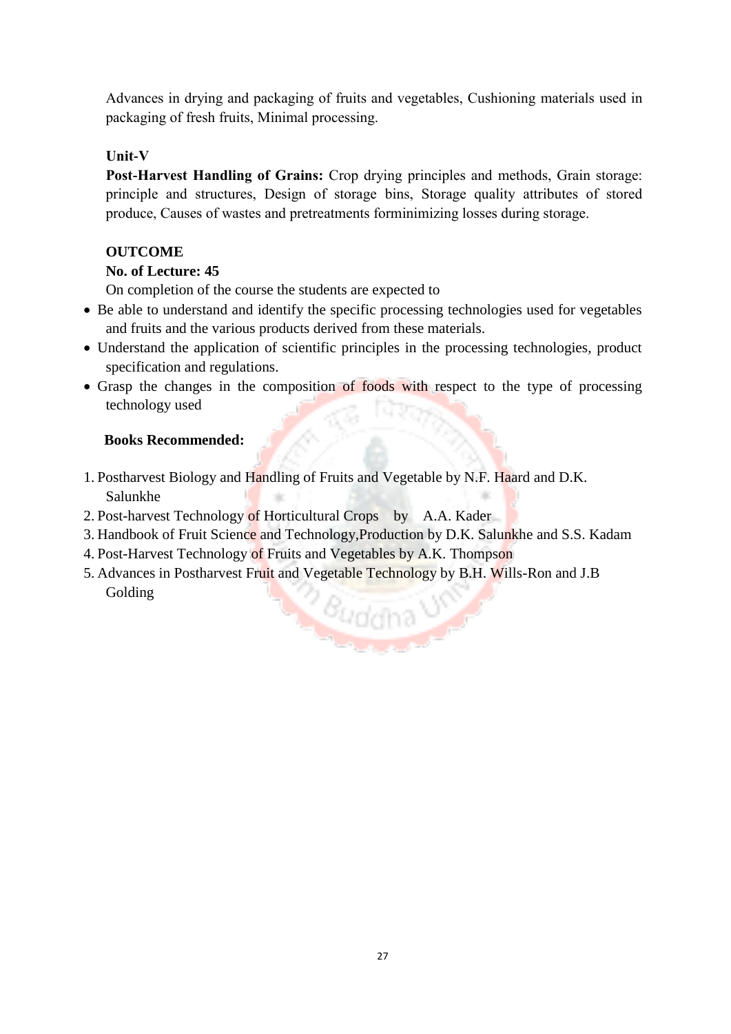Advances in drying and packaging of fruits and vegetables, Cushioning materials used in packaging of fresh fruits, Minimal processing.

**Unit-V**

**Post-Harvest Handling of Grains:** Crop drying principles and methods, Grain storage: principle and structures, Design of storage bins, Storage quality attributes of stored produce, Causes of wastes and pretreatments forminimizing losses during storage.

**OUTCOME**

**No. of Lecture: 45**

On completion of the course the students are expected to

- Be able to understand and identify the specific processing technologies used for vegetables and fruits and the various products derived from these materials.
- Understand the application of scientific principles in the processing technologies, product specification and regulations.
- Grasp the changes in the composition of foods with respect to the type of processing technology used

**Books Recommended:**

1. Postharvest Biology and Handling of Fruits and Vegetable by N.F. Haard and D.K. Salunkhe
2. Post-harvest Technology of Horticultural Crops by A.A. Kader
3. Handbook of Fruit Science and Technology,Production by D.K. Salunkhe and S.S. Kadam
4. Post-Harvest Technology of Fruits and Vegetables by A.K. Thompson
5. Advances in Postharvest Fruit and Vegetable Technology by B.H. Wills-Ron and J.B Golding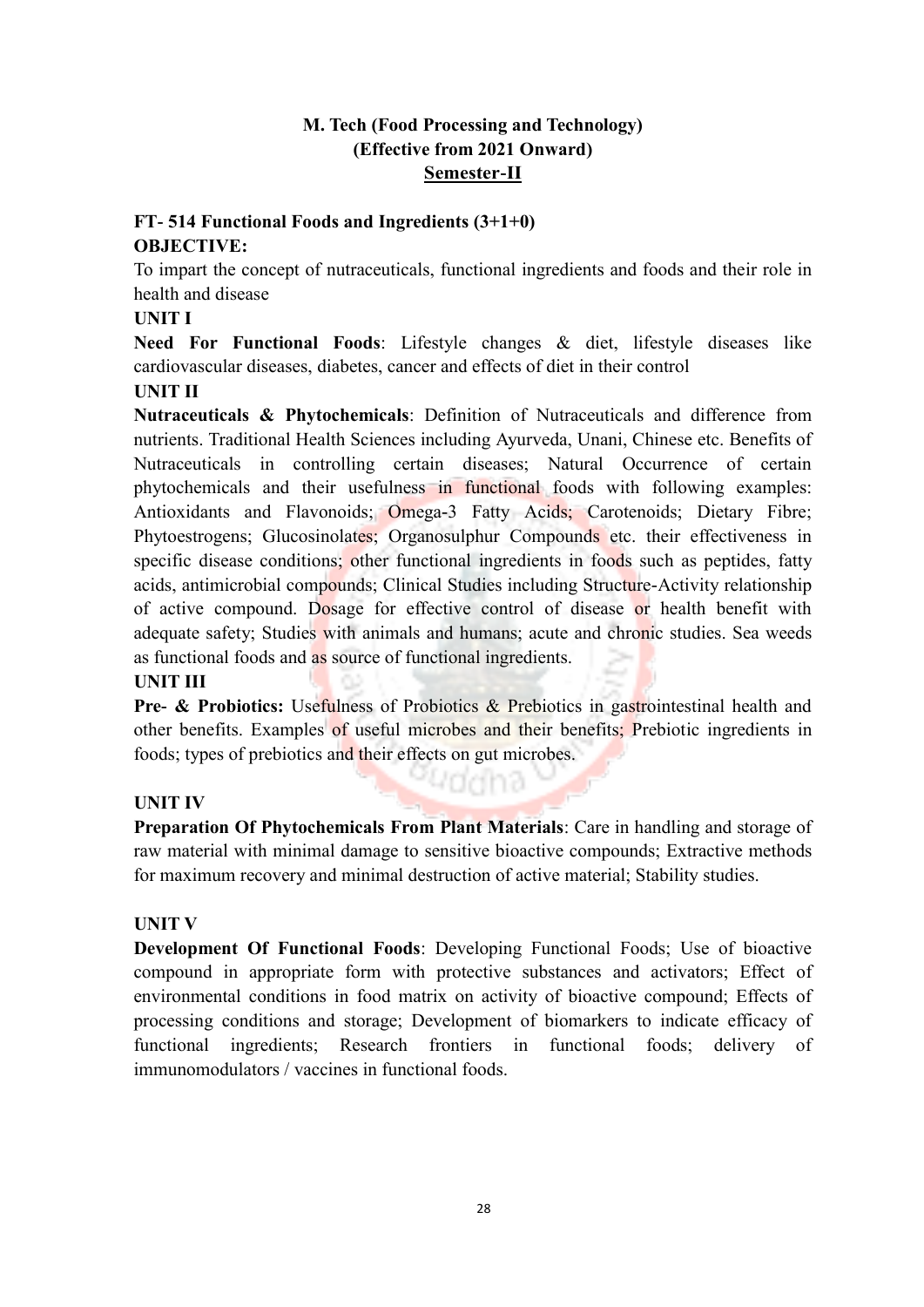**M. Tech (Food Processing and Technology)**
**(Effective from 2021 Onward)**
**Semester-II**

**FT- 514 Functional Foods and Ingredients (3+1+0)**

**OBJECTIVE:**

To impart the concept of nutraceuticals, functional ingredients and foods and their role in health and disease

**UNIT I**

**Need For Functional Foods**: Lifestyle changes & diet, lifestyle diseases like cardiovascular diseases, diabetes, cancer and effects of diet in their control

**UNIT II**

**Nutraceuticals & Phytochemicals**: Definition of Nutraceuticals and difference from nutrients. Traditional Health Sciences including Ayurveda, Unani, Chinese etc. Benefits of Nutraceuticals in controlling certain diseases; Natural Occurrence of certain phytochemicals and their usefulness in functional foods with following examples: Antioxidants and Flavonoids; Omega-3 Fatty Acids; Carotenoids; Dietary Fibre; Phytoestrogens; Glucosinolates; Organosulphur Compounds etc. their effectiveness in specific disease conditions; other functional ingredients in foods such as peptides, fatty acids, antimicrobial compounds; Clinical Studies including Structure-Activity relationship of active compound. Dosage for effective control of disease or health benefit with adequate safety; Studies with animals and humans; acute and chronic studies. Sea weeds as functional foods and as source of functional ingredients.

**UNIT III**

**Pre- & Probiotics:** Usefulness of Probiotics & Prebiotics in gastrointestinal health and other benefits. Examples of useful microbes and their benefits; Prebiotic ingredients in foods; types of prebiotics and their effects on gut microbes.

**UNIT IV**

**Preparation Of Phytochemicals From Plant Materials**: Care in handling and storage of raw material with minimal damage to sensitive bioactive compounds; Extractive methods for maximum recovery and minimal destruction of active material; Stability studies.

**UNIT V**

**Development Of Functional Foods**: Developing Functional Foods; Use of bioactive compound in appropriate form with protective substances and activators; Effect of environmental conditions in food matrix on activity of bioactive compound; Effects of processing conditions and storage; Development of biomarkers to indicate efficacy of functional ingredients; Research frontiers in functional foods; delivery of immunomodulators / vaccines in functional foods.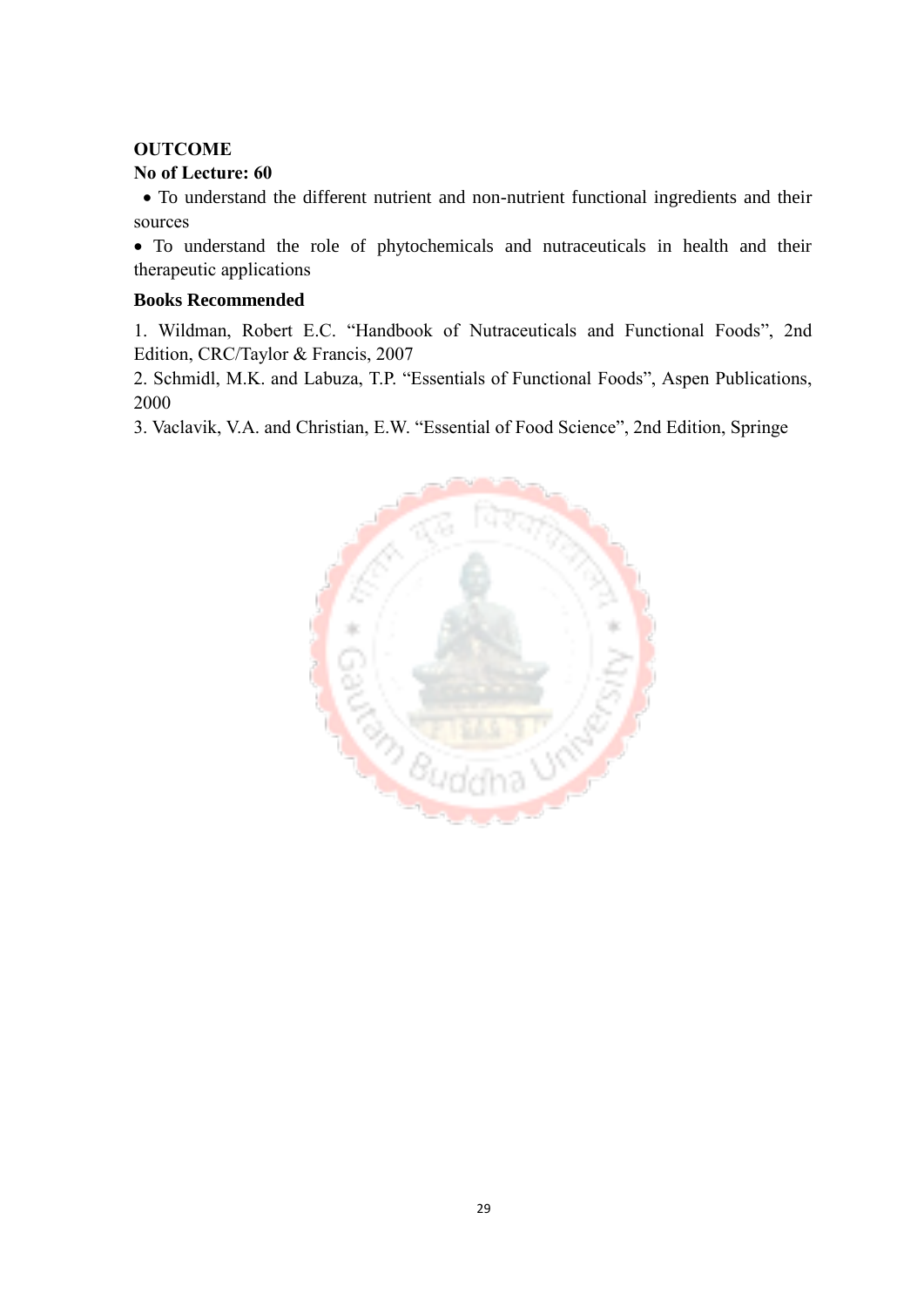**OUTCOME**

**No of Lecture: 60**

- To understand the different nutrient and non-nutrient functional ingredients and their sources
- To understand the role of phytochemicals and nutraceuticals in health and their therapeutic applications

**Books Recommended**

1. Wildman, Robert E.C. "Handbook of Nutraceuticals and Functional Foods", 2nd Edition, CRC/Taylor & Francis, 2007
2. Schmidl, M.K. and Labuza, T.P. "Essentials of Functional Foods", Aspen Publications, 2000
3. Vaclavik, V.A. and Christian, E.W. "Essential of Food Science", 2nd Edition, Springe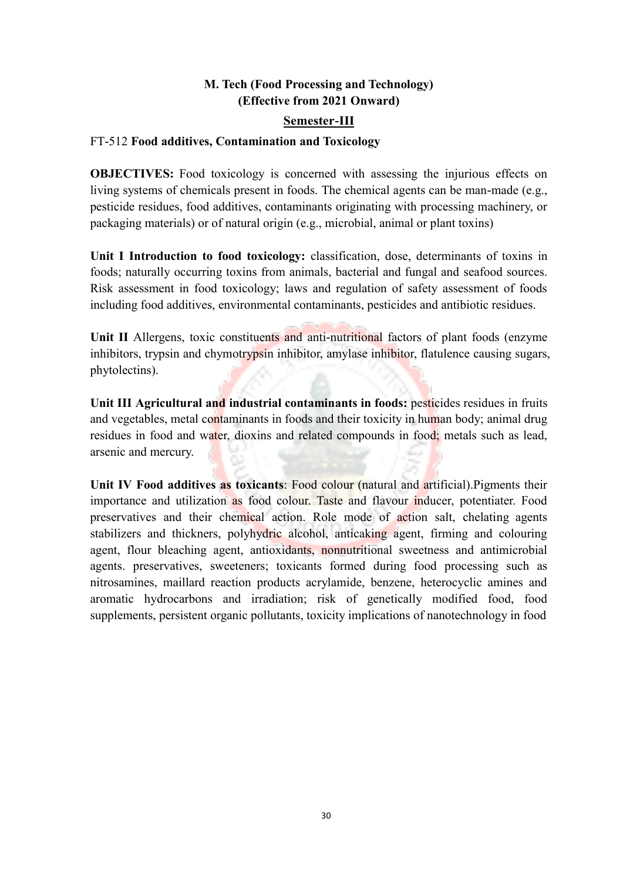**M. Tech (Food Processing and Technology)**
**(Effective from 2021 Onward)**

## Semester-III

FT-512 **Food additives, Contamination and Toxicology**

**OBJECTIVES:** Food toxicology is concerned with assessing the injurious effects on living systems of chemicals present in foods. The chemical agents can be man-made (e.g., pesticide residues, food additives, contaminants originating with processing machinery, or packaging materials) or of natural origin (e.g., microbial, animal or plant toxins)

**Unit I Introduction to food toxicology:** classification, dose, determinants of toxins in foods; naturally occurring toxins from animals, bacterial and fungal and seafood sources. Risk assessment in food toxicology; laws and regulation of safety assessment of foods including food additives, environmental contaminants, pesticides and antibiotic residues.

**Unit II** Allergens, toxic constituents and anti-nutritional factors of plant foods (enzyme inhibitors, trypsin and chymotrypsin inhibitor, amylase inhibitor, flatulence causing sugars, phytolectins).

**Unit III Agricultural and industrial contaminants in foods:** pesticides residues in fruits and vegetables, metal contaminants in foods and their toxicity in human body; animal drug residues in food and water, dioxins and related compounds in food; metals such as lead, arsenic and mercury.

**Unit IV Food additives as toxicants**: Food colour (natural and artificial).Pigments their importance and utilization as food colour. Taste and flavour inducer, potentiater. Food preservatives and their chemical action. Role mode of action salt, chelating agents stabilizers and thickners, polyhydric alcohol, anticaking agent, firming and colouring agent, flour bleaching agent, antioxidants, nonnutritional sweetness and antimicrobial agents. preservatives, sweeteners; toxicants formed during food processing such as nitrosamines, maillard reaction products acrylamide, benzene, heterocyclic amines and aromatic hydrocarbons and irradiation; risk of genetically modified food, food supplements, persistent organic pollutants, toxicity implications of nanotechnology in food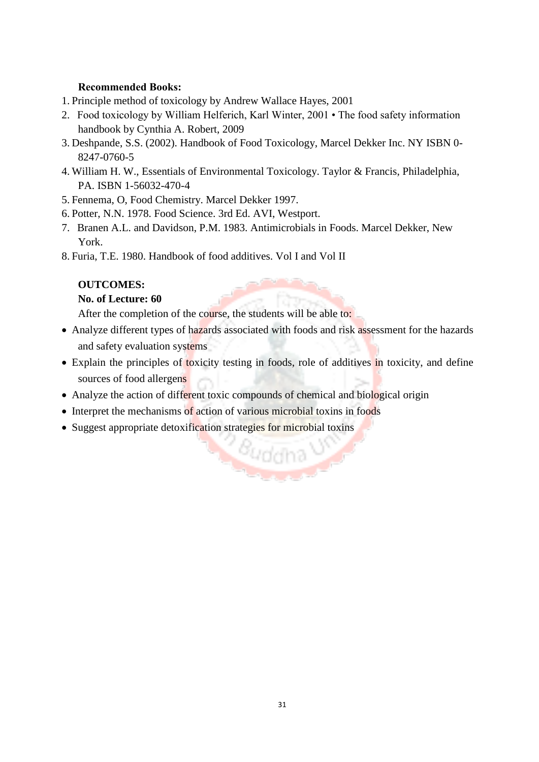**Recommended Books:**

1. Principle method of toxicology by Andrew Wallace Hayes, 2001
2. Food toxicology by William Helferich, Karl Winter, 2001 • The food safety information handbook by Cynthia A. Robert, 2009
3. Deshpande, S.S. (2002). Handbook of Food Toxicology, Marcel Dekker Inc. NY ISBN 0-8247-0760-5
4. William H. W., Essentials of Environmental Toxicology. Taylor & Francis, Philadelphia, PA. ISBN 1-56032-470-4
5. Fennema, O, Food Chemistry. Marcel Dekker 1997.
6. Potter, N.N. 1978. Food Science. 3rd Ed. AVI, Westport.
7. Branen A.L. and Davidson, P.M. 1983. Antimicrobials in Foods. Marcel Dekker, New York.
8. Furia, T.E. 1980. Handbook of food additives. Vol I and Vol II

**OUTCOMES:**

**No. of Lecture: 60**

After the completion of the course, the students will be able to:

- Analyze different types of hazards associated with foods and risk assessment for the hazards and safety evaluation systems
- Explain the principles of toxicity testing in foods, role of additives in toxicity, and define sources of food allergens
- Analyze the action of different toxic compounds of chemical and biological origin
- Interpret the mechanisms of action of various microbial toxins in foods
- Suggest appropriate detoxification strategies for microbial toxins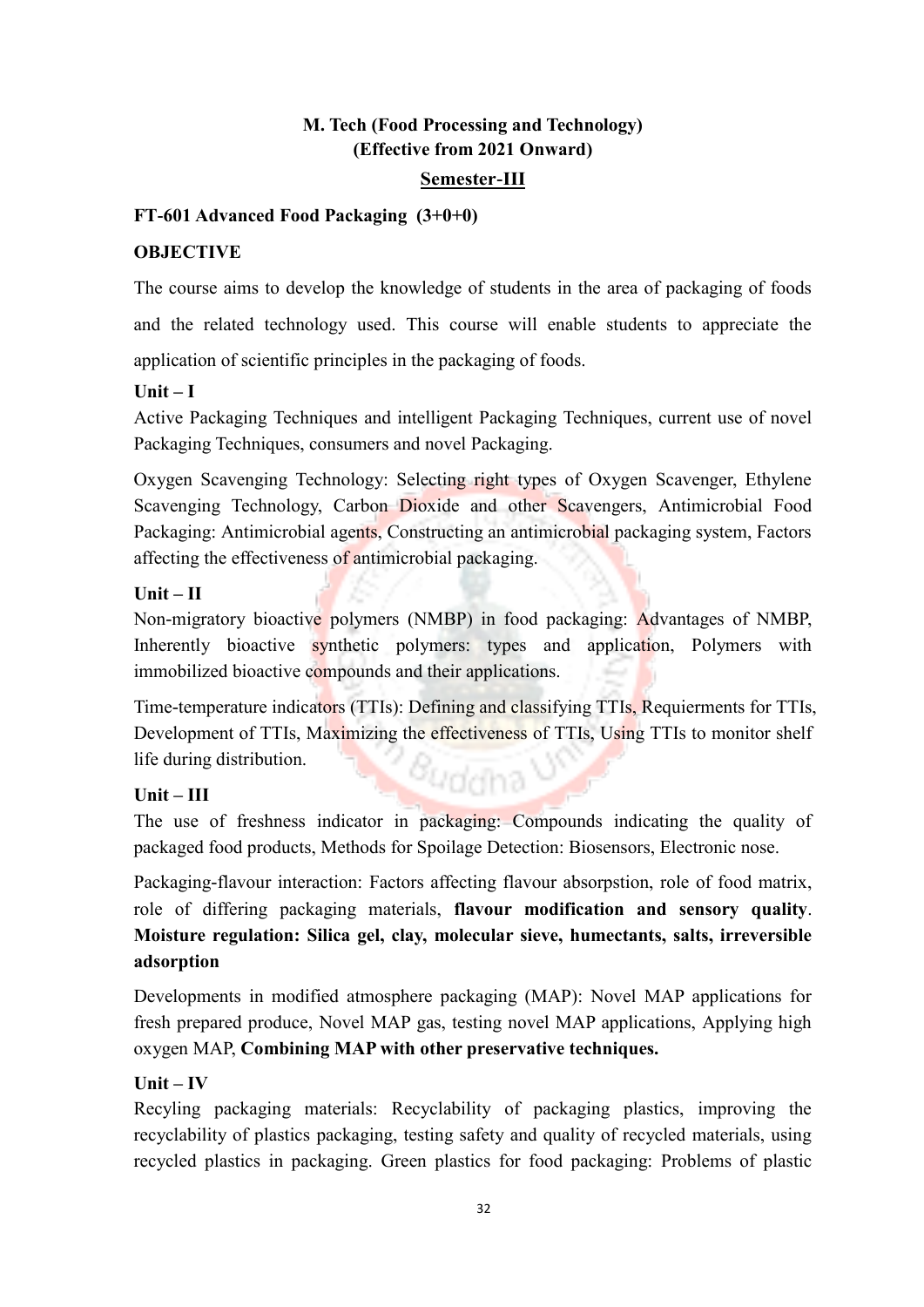**M. Tech (Food Processing and Technology)**
**(Effective from 2021 Onward)**

**<u>Semester-III</u>**

**FT-601 Advanced Food Packaging (3+0+0)**

**OBJECTIVE**

The course aims to develop the knowledge of students in the area of packaging of foods and the related technology used. This course will enable students to appreciate the application of scientific principles in the packaging of foods.

**Unit – I**

Active Packaging Techniques and intelligent Packaging Techniques, current use of novel Packaging Techniques, consumers and novel Packaging.

Oxygen Scavenging Technology: Selecting right types of Oxygen Scavenger, Ethylene Scavenging Technology, Carbon Dioxide and other Scavengers, Antimicrobial Food Packaging: Antimicrobial agents, Constructing an antimicrobial packaging system, Factors affecting the effectiveness of antimicrobial packaging.

**Unit – II**

Non-migratory bioactive polymers (NMBP) in food packaging: Advantages of NMBP, Inherently bioactive synthetic polymers: types and application, Polymers with immobilized bioactive compounds and their applications.

Time-temperature indicators (TTIs): Defining and classifying TTIs, Requierments for TTIs, Development of TTIs, Maximizing the effectiveness of TTIs, Using TTIs to monitor shelf life during distribution.

**Unit – III**

The use of freshness indicator in packaging: Compounds indicating the quality of packaged food products, Methods for Spoilage Detection: Biosensors, Electronic nose.

Packaging-flavour interaction: Factors affecting flavour absorpstion, role of food matrix, role of differing packaging materials, **flavour modification and sensory quality**. **Moisture regulation: Silica gel, clay, molecular sieve, humectants, salts, irreversible adsorption**

Developments in modified atmosphere packaging (MAP): Novel MAP applications for fresh prepared produce, Novel MAP gas, testing novel MAP applications, Applying high oxygen MAP, **Combining MAP with other preservative techniques.**

**Unit – IV**

Recyling packaging materials: Recyclability of packaging plastics, improving the recyclability of plastics packaging, testing safety and quality of recycled materials, using recycled plastics in packaging. Green plastics for food packaging: Problems of plastic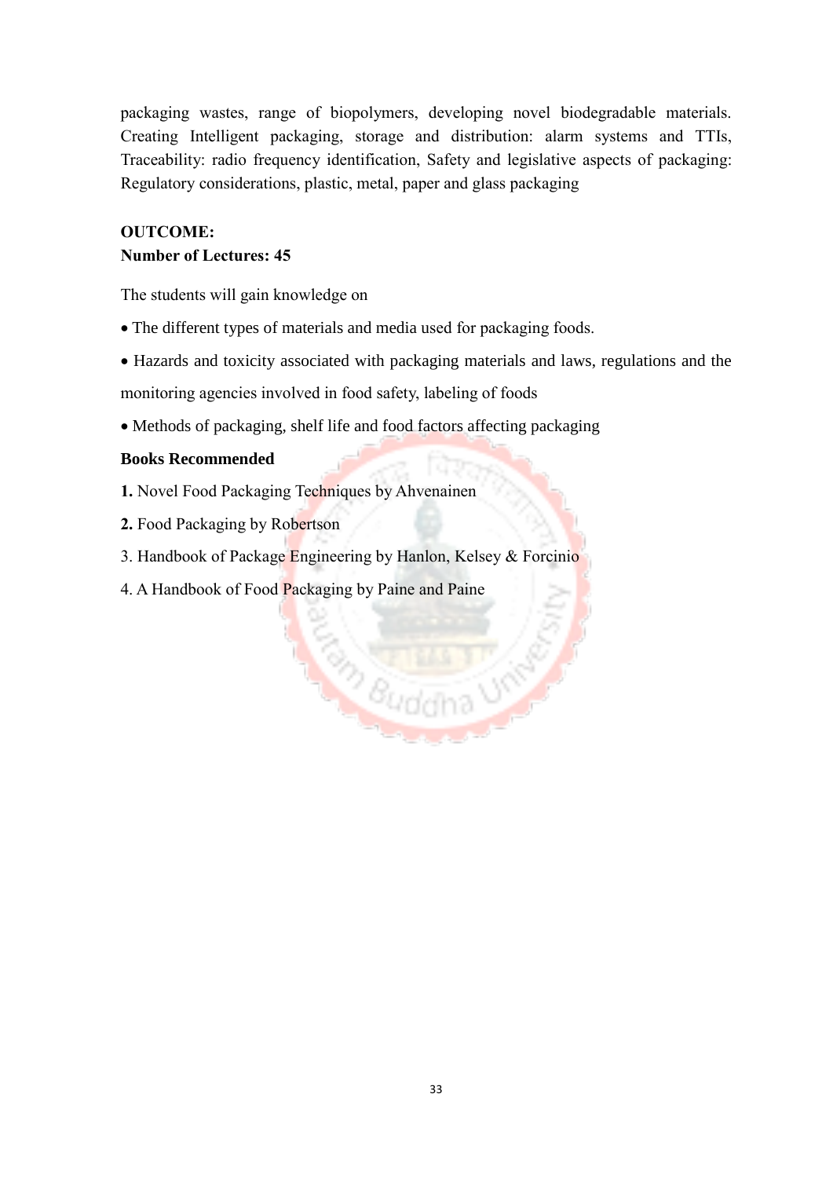packaging wastes, range of biopolymers, developing novel biodegradable materials. Creating Intelligent packaging, storage and distribution: alarm systems and TTIs, Traceability: radio frequency identification, Safety and legislative aspects of packaging: Regulatory considerations, plastic, metal, paper and glass packaging

**OUTCOME:**

**Number of Lectures: 45**

The students will gain knowledge on

- The different types of materials and media used for packaging foods.
- Hazards and toxicity associated with packaging materials and laws, regulations and the monitoring agencies involved in food safety, labeling of foods
- Methods of packaging, shelf life and food factors affecting packaging

**Books Recommended**

**1.** Novel Food Packaging Techniques by Ahvenainen

**2.** Food Packaging by Robertson

3. Handbook of Package Engineering by Hanlon, Kelsey & Forcinio

4. A Handbook of Food Packaging by Paine and Paine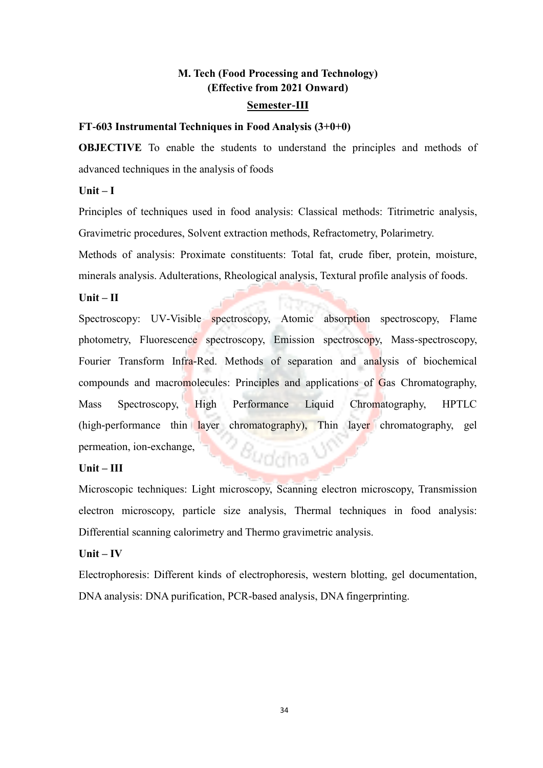**M. Tech (Food Processing and Technology)**
**(Effective from 2021 Onward)**

**Semester-III**

**FT-603 Instrumental Techniques in Food Analysis (3+0+0)**

**OBJECTIVE** To enable the students to understand the principles and methods of advanced techniques in the analysis of foods

**Unit – I**

Principles of techniques used in food analysis: Classical methods: Titrimetric analysis, Gravimetric procedures, Solvent extraction methods, Refractometry, Polarimetry.

Methods of analysis: Proximate constituents: Total fat, crude fiber, protein, moisture, minerals analysis. Adulterations, Rheological analysis, Textural profile analysis of foods.

**Unit – II**

Spectroscopy: UV-Visible spectroscopy, Atomic absorption spectroscopy, Flame photometry, Fluorescence spectroscopy, Emission spectroscopy, Mass-spectroscopy, Fourier Transform Infra-Red. Methods of separation and analysis of biochemical compounds and macromolecules: Principles and applications of Gas Chromatography, Mass Spectroscopy, High Performance Liquid Chromatography, HPTLC (high-performance thin layer chromatography), Thin layer chromatography, gel permeation, ion-exchange,

**Unit – III**

Microscopic techniques: Light microscopy, Scanning electron microscopy, Transmission electron microscopy, particle size analysis, Thermal techniques in food analysis: Differential scanning calorimetry and Thermo gravimetric analysis.

**Unit – IV**

Electrophoresis: Different kinds of electrophoresis, western blotting, gel documentation, DNA analysis: DNA purification, PCR-based analysis, DNA fingerprinting.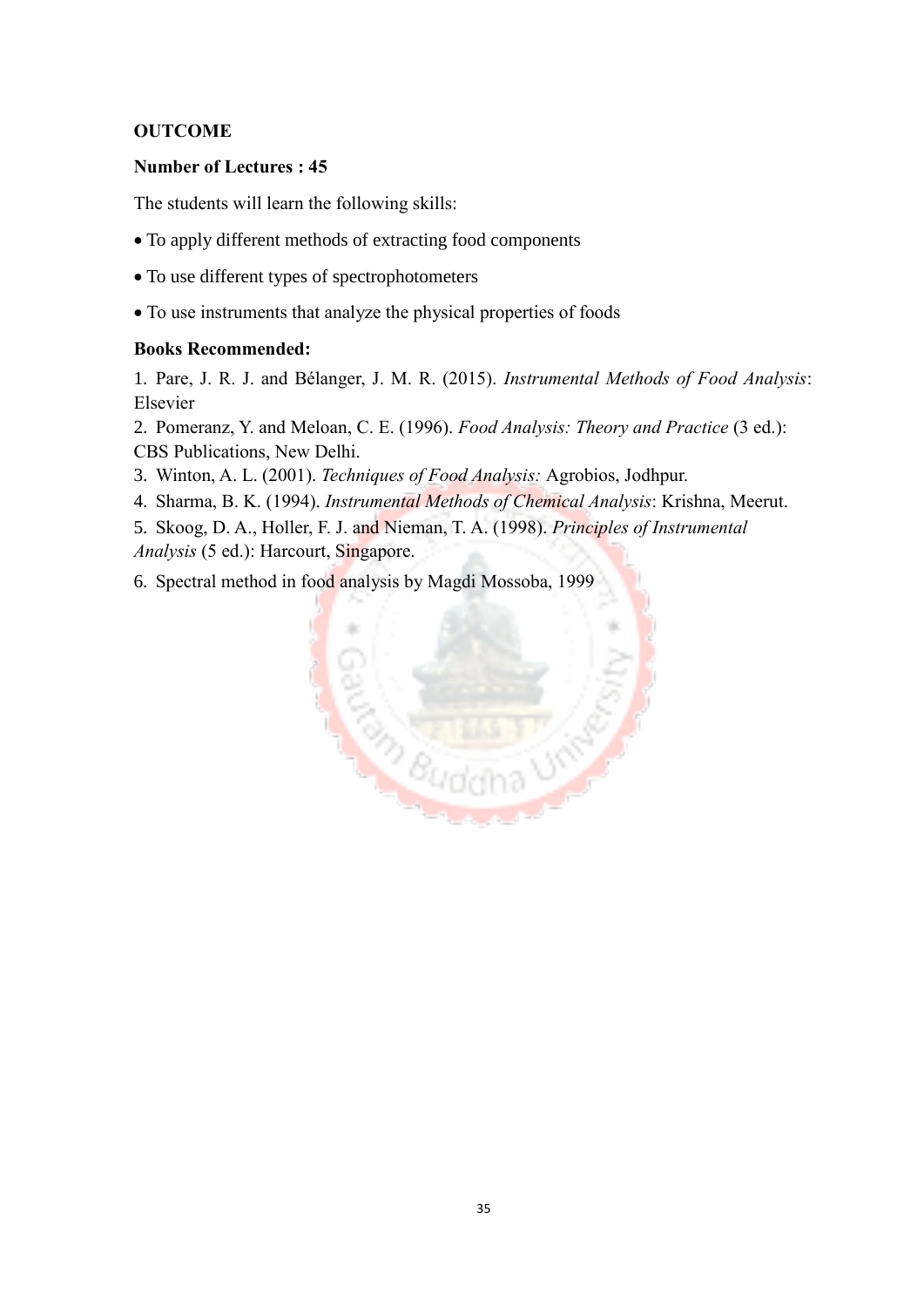**OUTCOME**

**Number of Lectures : 45**

The students will learn the following skills:

- To apply different methods of extracting food components
- To use different types of spectrophotometers
- To use instruments that analyze the physical properties of foods

**Books Recommended:**

1. Pare, J. R. J. and Bélanger, J. M. R. (2015). *Instrumental Methods of Food Analysis*: Elsevier
2. Pomeranz, Y. and Meloan, C. E. (1996). *Food Analysis: Theory and Practice* (3 ed.): CBS Publications, New Delhi.
3. Winton, A. L. (2001). *Techniques of Food Analysis:* Agrobios, Jodhpur.
4. Sharma, B. K. (1994). *Instrumental Methods of Chemical Analysis*: Krishna, Meerut.
5. Skoog, D. A., Holler, F. J. and Nieman, T. A. (1998). *Principles of Instrumental Analysis* (5 ed.): Harcourt, Singapore.
6. Spectral method in food analysis by Magdi Mossoba, 1999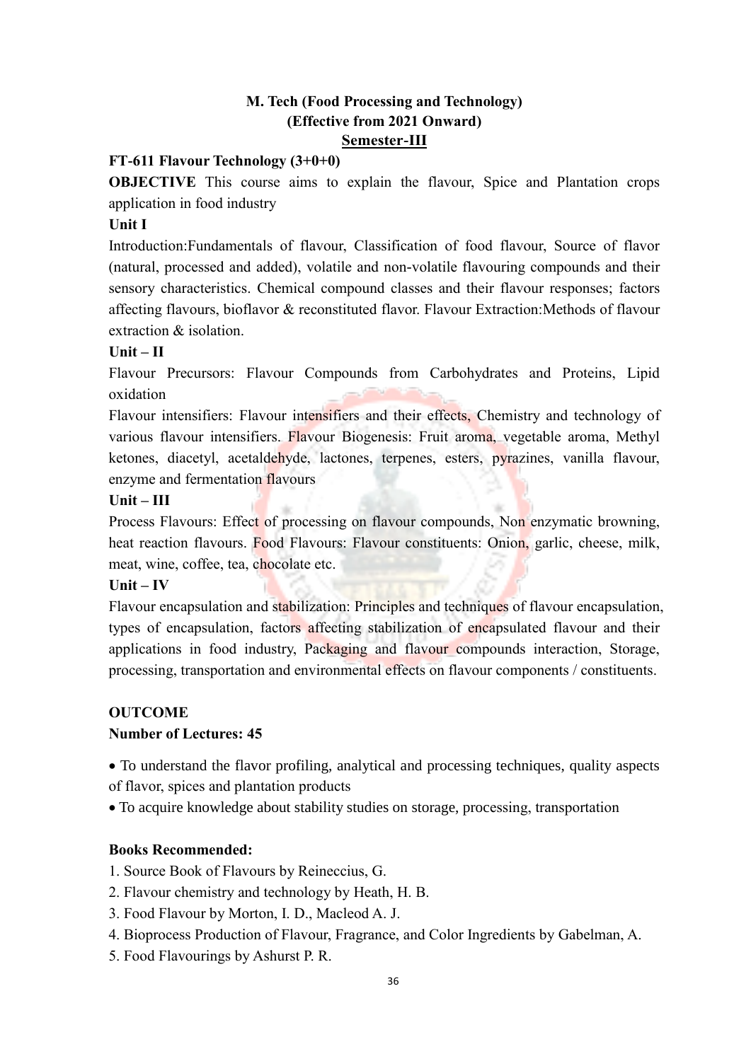**M. Tech (Food Processing and Technology)**
**(Effective from 2021 Onward)**
**Semester-III**

**FT-611 Flavour Technology (3+0+0)**

**OBJECTIVE** This course aims to explain the flavour, Spice and Plantation crops application in food industry

**Unit I**

Introduction:Fundamentals of flavour, Classification of food flavour, Source of flavor (natural, processed and added), volatile and non-volatile flavouring compounds and their sensory characteristics. Chemical compound classes and their flavour responses; factors affecting flavours, bioflavor & reconstituted flavor. Flavour Extraction:Methods of flavour extraction & isolation.

**Unit – II**

Flavour Precursors: Flavour Compounds from Carbohydrates and Proteins, Lipid oxidation

Flavour intensifiers: Flavour intensifiers and their effects, Chemistry and technology of various flavour intensifiers. Flavour Biogenesis: Fruit aroma, vegetable aroma, Methyl ketones, diacetyl, acetaldehyde, lactones, terpenes, esters, pyrazines, vanilla flavour, enzyme and fermentation flavours

**Unit – III**

Process Flavours: Effect of processing on flavour compounds, Non enzymatic browning, heat reaction flavours. Food Flavours: Flavour constituents: Onion, garlic, cheese, milk, meat, wine, coffee, tea, chocolate etc.

**Unit – IV**

Flavour encapsulation and stabilization: Principles and techniques of flavour encapsulation, types of encapsulation, factors affecting stabilization of encapsulated flavour and their applications in food industry, Packaging and flavour compounds interaction, Storage, processing, transportation and environmental effects on flavour components / constituents.

**OUTCOME**

**Number of Lectures: 45**

- To understand the flavor profiling, analytical and processing techniques, quality aspects of flavor, spices and plantation products
- To acquire knowledge about stability studies on storage, processing, transportation

**Books Recommended:**

1. Source Book of Flavours by Reineccius, G.
2. Flavour chemistry and technology by Heath, H. B.
3. Food Flavour by Morton, I. D., Macleod A. J.
4. Bioprocess Production of Flavour, Fragrance, and Color Ingredients by Gabelman, A.
5. Food Flavourings by Ashurst P. R.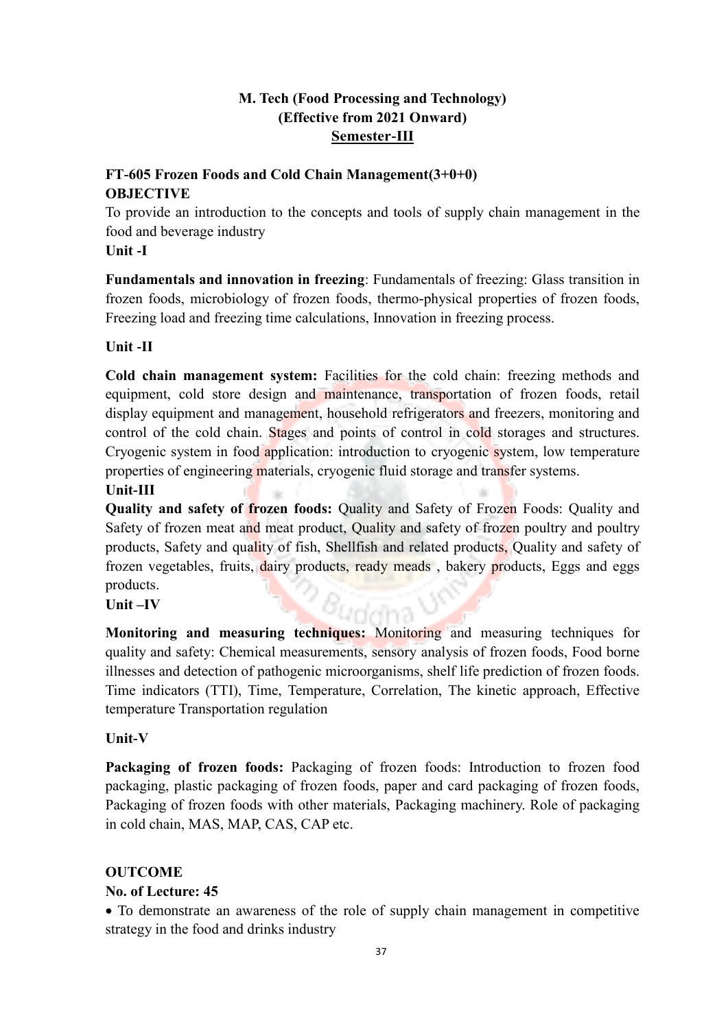**M. Tech (Food Processing and Technology)**
**(Effective from 2021 Onward)**
**Semester-III**

**FT-605 Frozen Foods and Cold Chain Management(3+0+0)**

**OBJECTIVE**

To provide an introduction to the concepts and tools of supply chain management in the food and beverage industry

**Unit -I**

**Fundamentals and innovation in freezing**: Fundamentals of freezing: Glass transition in frozen foods, microbiology of frozen foods, thermo-physical properties of frozen foods, Freezing load and freezing time calculations, Innovation in freezing process.

**Unit -II**

**Cold chain management system:** Facilities for the cold chain: freezing methods and equipment, cold store design and maintenance, transportation of frozen foods, retail display equipment and management, household refrigerators and freezers, monitoring and control of the cold chain. Stages and points of control in cold storages and structures. Cryogenic system in food application: introduction to cryogenic system, low temperature properties of engineering materials, cryogenic fluid storage and transfer systems.

**Unit-III**

**Quality and safety of frozen foods:** Quality and Safety of Frozen Foods: Quality and Safety of frozen meat and meat product, Quality and safety of frozen poultry and poultry products, Safety and quality of fish, Shellfish and related products, Quality and safety of frozen vegetables, fruits, dairy products, ready meads , bakery products, Eggs and eggs products.

**Unit –IV**

**Monitoring and measuring techniques:** Monitoring and measuring techniques for quality and safety: Chemical measurements, sensory analysis of frozen foods, Food borne illnesses and detection of pathogenic microorganisms, shelf life prediction of frozen foods. Time indicators (TTI), Time, Temperature, Correlation, The kinetic approach, Effective temperature Transportation regulation

**Unit-V**

**Packaging of frozen foods:** Packaging of frozen foods: Introduction to frozen food packaging, plastic packaging of frozen foods, paper and card packaging of frozen foods, Packaging of frozen foods with other materials, Packaging machinery. Role of packaging in cold chain, MAS, MAP, CAS, CAP etc.

**OUTCOME**

**No. of Lecture: 45**

- To demonstrate an awareness of the role of supply chain management in competitive strategy in the food and drinks industry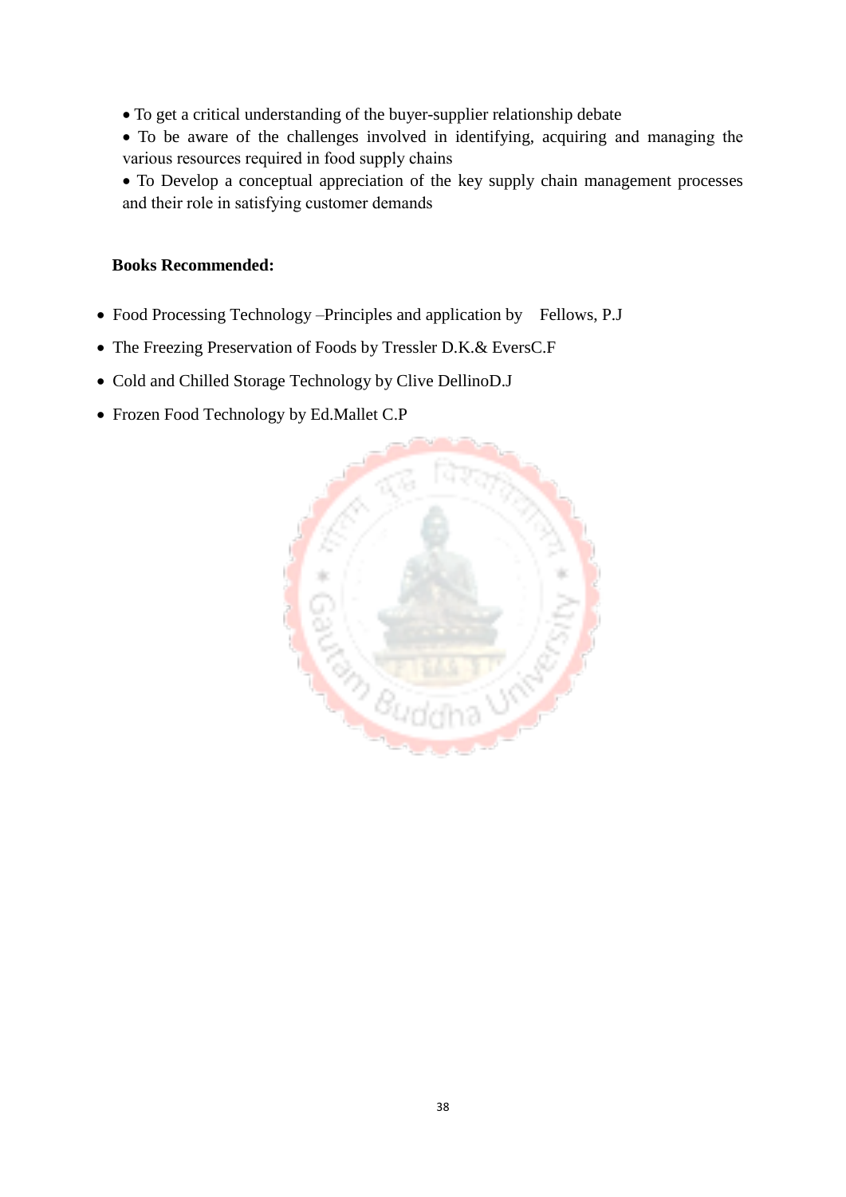- To get a critical understanding of the buyer-supplier relationship debate
- To be aware of the challenges involved in identifying, acquiring and managing the various resources required in food supply chains
- To Develop a conceptual appreciation of the key supply chain management processes and their role in satisfying customer demands

**Books Recommended:**

- Food Processing Technology –Principles and application by  Fellows, P.J
- The Freezing Preservation of Foods by Tressler D.K.& EversC.F
- Cold and Chilled Storage Technology by Clive DellinoD.J
- Frozen Food Technology by Ed.Mallet C.P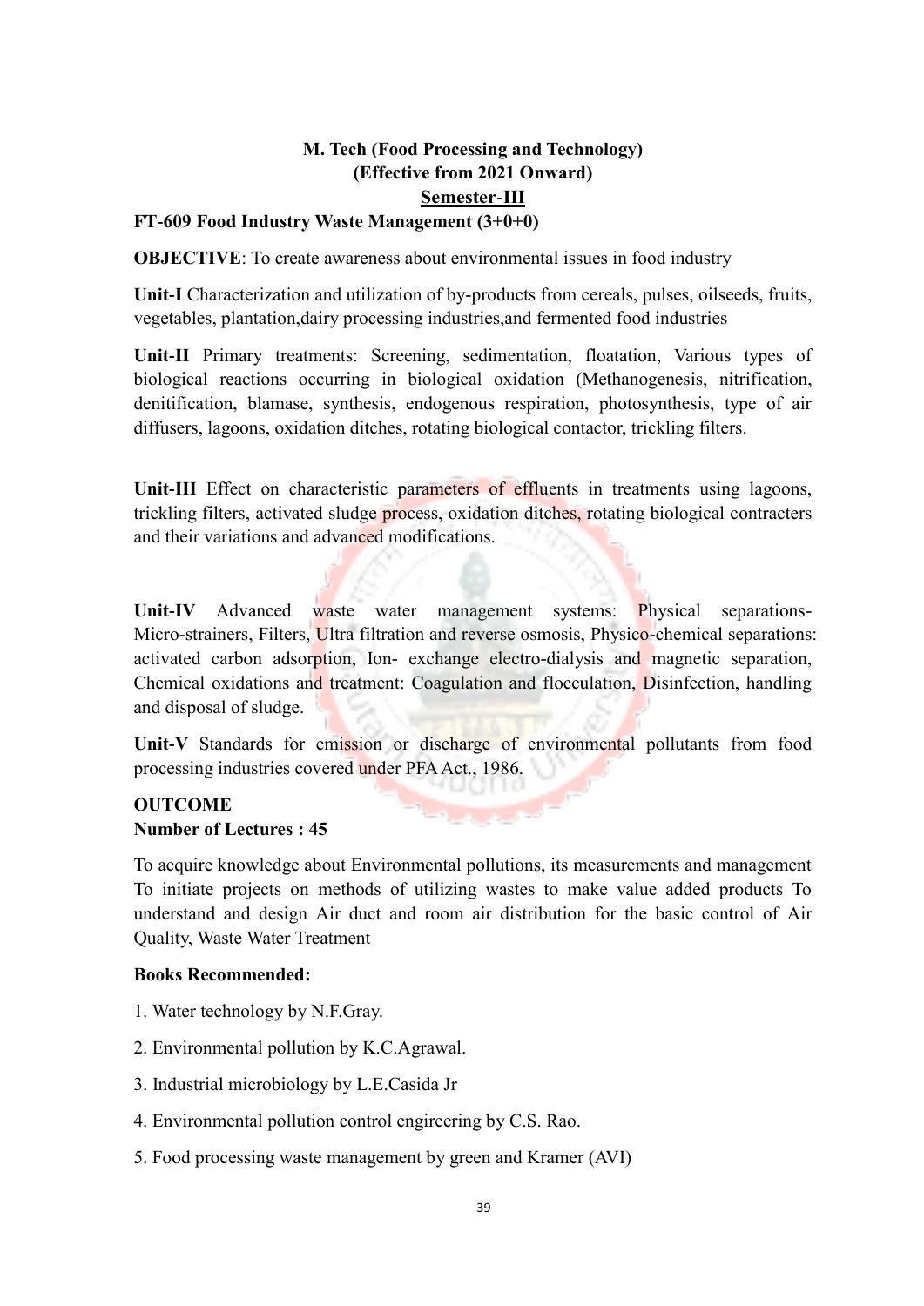**M. Tech (Food Processing and Technology)**
**(Effective from 2021 Onward)**
**Semester-III**

**FT-609 Food Industry Waste Management (3+0+0)**

**OBJECTIVE**: To create awareness about environmental issues in food industry

**Unit-I** Characterization and utilization of by-products from cereals, pulses, oilseeds, fruits, vegetables, plantation,dairy processing industries,and fermented food industries

**Unit-II** Primary treatments: Screening, sedimentation, floatation, Various types of biological reactions occurring in biological oxidation (Methanogenesis, nitrification, denitification, blamase, synthesis, endogenous respiration, photosynthesis, type of air diffusers, lagoons, oxidation ditches, rotating biological contactor, trickling filters.

**Unit-III** Effect on characteristic parameters of effluents in treatments using lagoons, trickling filters, activated sludge process, oxidation ditches, rotating biological contracters and their variations and advanced modifications.

**Unit-IV** Advanced waste water management systems: Physical separations- Micro-strainers, Filters, Ultra filtration and reverse osmosis, Physico-chemical separations: activated carbon adsorption, Ion- exchange electro-dialysis and magnetic separation, Chemical oxidations and treatment: Coagulation and flocculation, Disinfection, handling and disposal of sludge.

**Unit-V** Standards for emission or discharge of environmental pollutants from food processing industries covered under PFA Act., 1986.

**OUTCOME**

**Number of Lectures : 45**

To acquire knowledge about Environmental pollutions, its measurements and management To initiate projects on methods of utilizing wastes to make value added products To understand and design Air duct and room air distribution for the basic control of Air Quality, Waste Water Treatment

**Books Recommended:**

1. Water technology by N.F.Gray.
2. Environmental pollution by K.C.Agrawal.
3. Industrial microbiology by L.E.Casida Jr
4. Environmental pollution control engireering by C.S. Rao.
5. Food processing waste management by green and Kramer (AVI)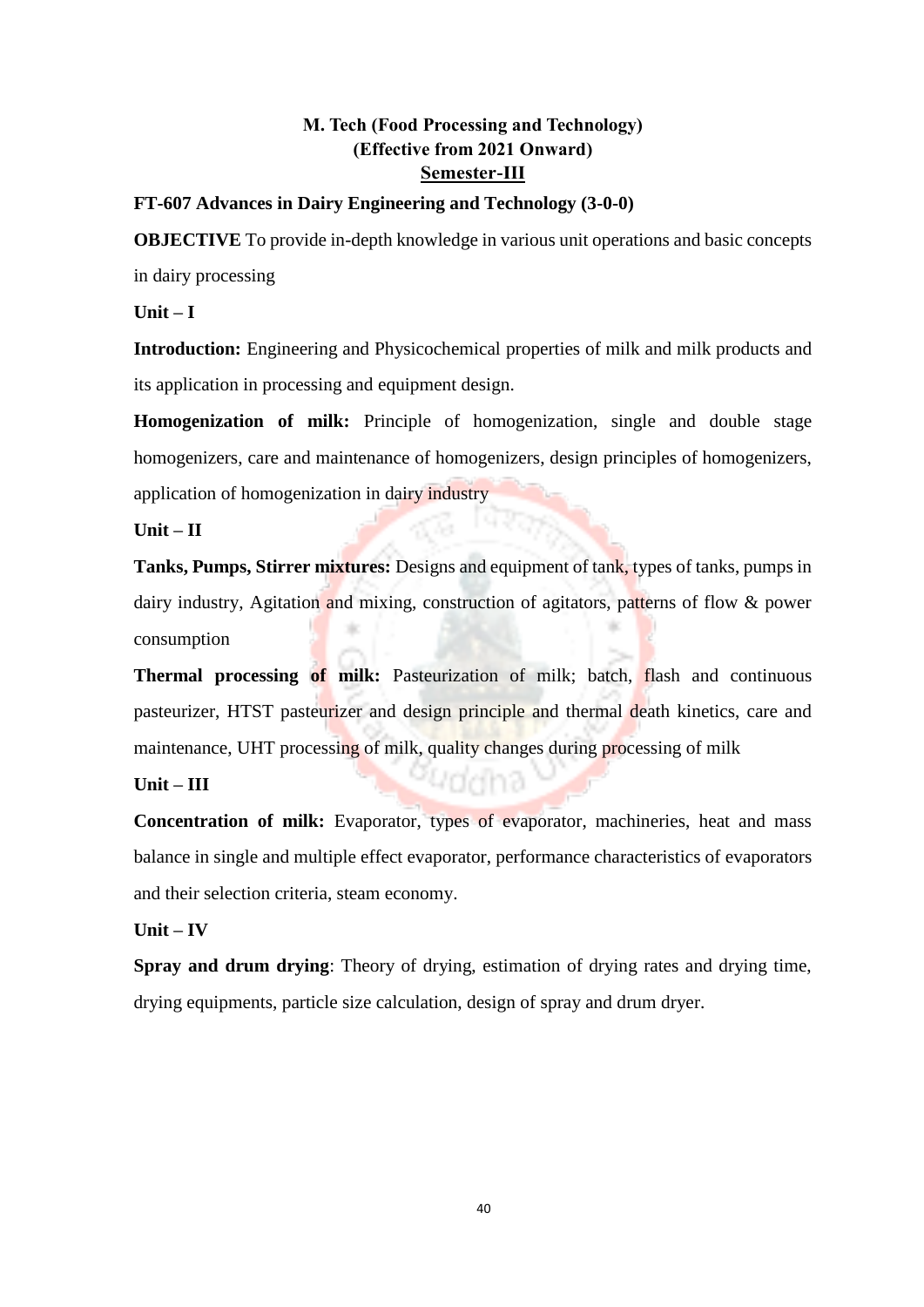**M. Tech (Food Processing and Technology)**
**(Effective from 2021 Onward)**
**Semester-III**

**FT-607 Advances in Dairy Engineering and Technology (3-0-0)**

**OBJECTIVE** To provide in-depth knowledge in various unit operations and basic concepts in dairy processing

**Unit – I**

**Introduction:** Engineering and Physicochemical properties of milk and milk products and its application in processing and equipment design.

**Homogenization of milk:** Principle of homogenization, single and double stage homogenizers, care and maintenance of homogenizers, design principles of homogenizers, application of homogenization in dairy industry

**Unit – II**

**Tanks, Pumps, Stirrer mixtures:** Designs and equipment of tank, types of tanks, pumps in dairy industry, Agitation and mixing, construction of agitators, patterns of flow & power consumption

**Thermal processing of milk:** Pasteurization of milk; batch, flash and continuous pasteurizer, HTST pasteurizer and design principle and thermal death kinetics, care and maintenance, UHT processing of milk, quality changes during processing of milk

**Unit – III**

**Concentration of milk:** Evaporator, types of evaporator, machineries, heat and mass balance in single and multiple effect evaporator, performance characteristics of evaporators and their selection criteria, steam economy.

**Unit – IV**

**Spray and drum drying**: Theory of drying, estimation of drying rates and drying time, drying equipments, particle size calculation, design of spray and drum dryer.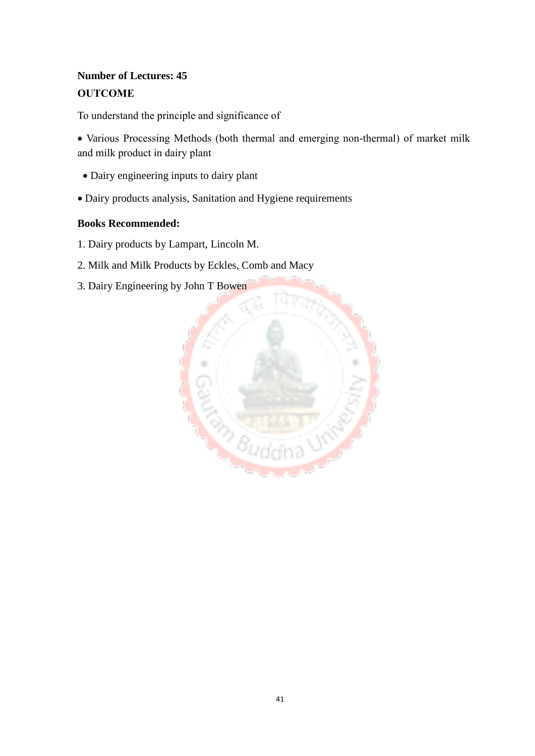**Number of Lectures: 45**

**OUTCOME**

To understand the principle and significance of

- Various Processing Methods (both thermal and emerging non-thermal) of market milk and milk product in dairy plant
- Dairy engineering inputs to dairy plant
- Dairy products analysis, Sanitation and Hygiene requirements

**Books Recommended:**

1. Dairy products by Lampart, Lincoln M.
2. Milk and Milk Products by Eckles, Comb and Macy
3. Dairy Engineering by John T Bowen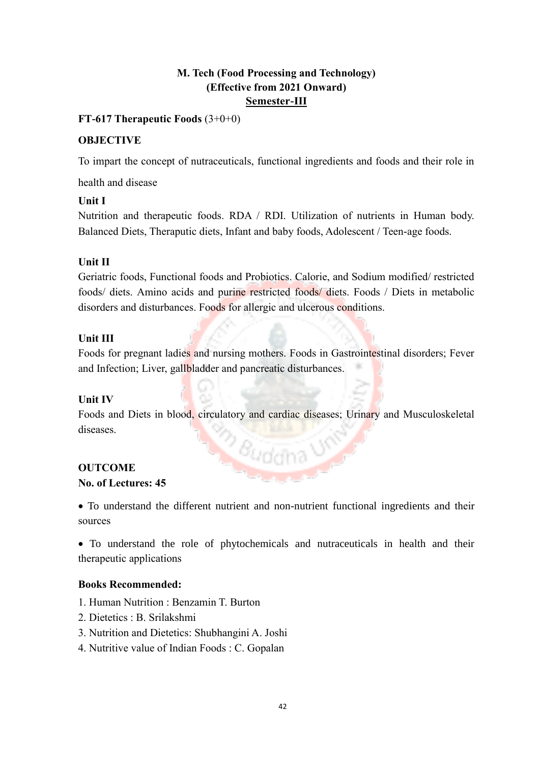**M. Tech (Food Processing and Technology)**
**(Effective from 2021 Onward)**
**Semester-III**

**FT-617 Therapeutic Foods** (3+0+0)

**OBJECTIVE**

To impart the concept of nutraceuticals, functional ingredients and foods and their role in health and disease

**Unit I**

Nutrition and therapeutic foods. RDA / RDI. Utilization of nutrients in Human body. Balanced Diets, Theraputic diets, Infant and baby foods, Adolescent / Teen-age foods.

**Unit II**

Geriatric foods, Functional foods and Probiotics. Calorie, and Sodium modified/ restricted foods/ diets. Amino acids and purine restricted foods/ diets. Foods / Diets in metabolic disorders and disturbances. Foods for allergic and ulcerous conditions.

**Unit III**

Foods for pregnant ladies and nursing mothers. Foods in Gastrointestinal disorders; Fever and Infection; Liver, gallbladder and pancreatic disturbances.

**Unit IV**

Foods and Diets in blood, circulatory and cardiac diseases; Urinary and Musculoskeletal diseases.

**OUTCOME**

**No. of Lectures: 45**

- To understand the different nutrient and non-nutrient functional ingredients and their sources
- To understand the role of phytochemicals and nutraceuticals in health and their therapeutic applications

**Books Recommended:**

1. Human Nutrition : Benzamin T. Burton
2. Dietetics : B. Srilakshmi
3. Nutrition and Dietetics: Shubhangini A. Joshi
4. Nutritive value of Indian Foods : C. Gopalan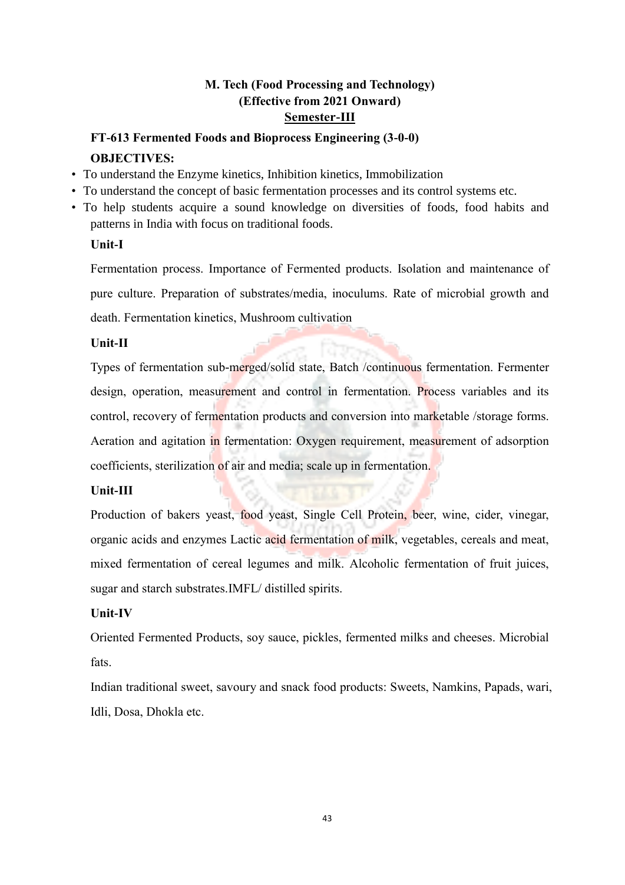**M. Tech (Food Processing and Technology)**
**(Effective from 2021 Onward)**
**Semester-III**

**FT-613 Fermented Foods and Bioprocess Engineering (3-0-0)**

**OBJECTIVES:**

- To understand the Enzyme kinetics, Inhibition kinetics, Immobilization
- To understand the concept of basic fermentation processes and its control systems etc.
- To help students acquire a sound knowledge on diversities of foods, food habits and patterns in India with focus on traditional foods.

**Unit-I**

Fermentation process. Importance of Fermented products. Isolation and maintenance of pure culture. Preparation of substrates/media, inoculums. Rate of microbial growth and death. Fermentation kinetics, Mushroom cultivation

**Unit-II**

Types of fermentation sub-merged/solid state, Batch /continuous fermentation. Fermenter design, operation, measurement and control in fermentation. Process variables and its control, recovery of fermentation products and conversion into marketable /storage forms. Aeration and agitation in fermentation: Oxygen requirement, measurement of adsorption coefficients, sterilization of air and media; scale up in fermentation.

**Unit-III**

Production of bakers yeast, food yeast, Single Cell Protein, beer, wine, cider, vinegar, organic acids and enzymes Lactic acid fermentation of milk, vegetables, cereals and meat, mixed fermentation of cereal legumes and milk. Alcoholic fermentation of fruit juices, sugar and starch substrates.IMFL/ distilled spirits.

**Unit-IV**

Oriented Fermented Products, soy sauce, pickles, fermented milks and cheeses. Microbial fats.

Indian traditional sweet, savoury and snack food products: Sweets, Namkins, Papads, wari, Idli, Dosa, Dhokla etc.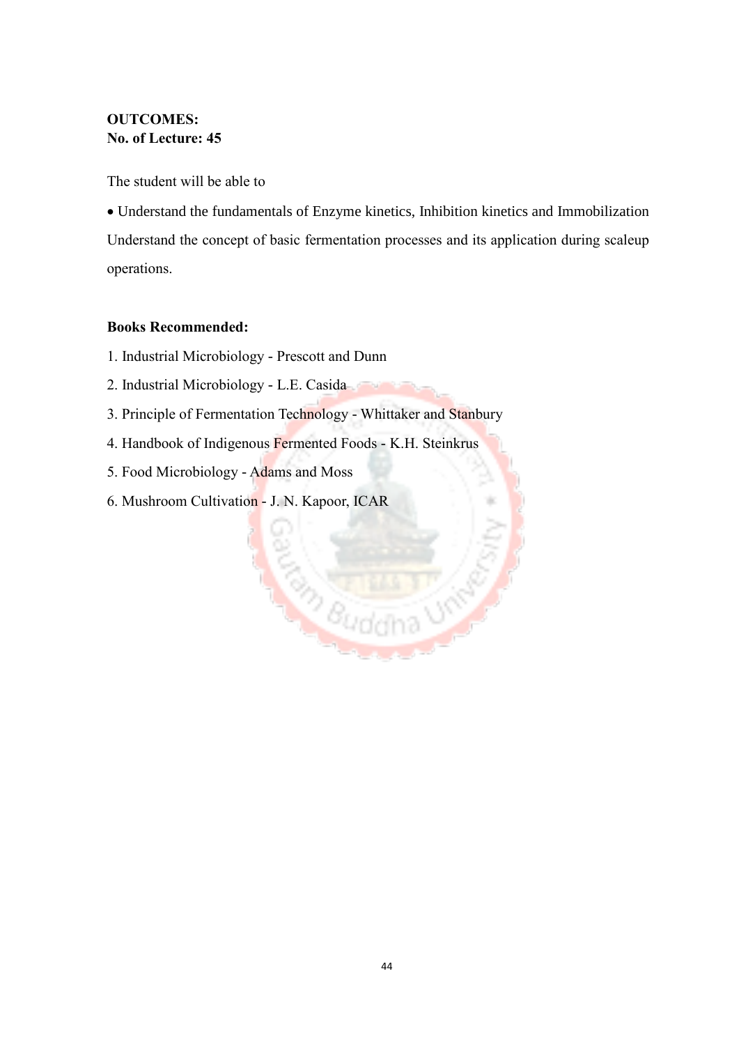**OUTCOMES:**
**No. of Lecture: 45**

The student will be able to

• Understand the fundamentals of Enzyme kinetics, Inhibition kinetics and Immobilization Understand the concept of basic fermentation processes and its application during scaleup operations.

**Books Recommended:**

1. Industrial Microbiology - Prescott and Dunn
2. Industrial Microbiology - L.E. Casida
3. Principle of Fermentation Technology - Whittaker and Stanbury
4. Handbook of Indigenous Fermented Foods - K.H. Steinkrus
5. Food Microbiology - Adams and Moss
6. Mushroom Cultivation - J. N. Kapoor, ICAR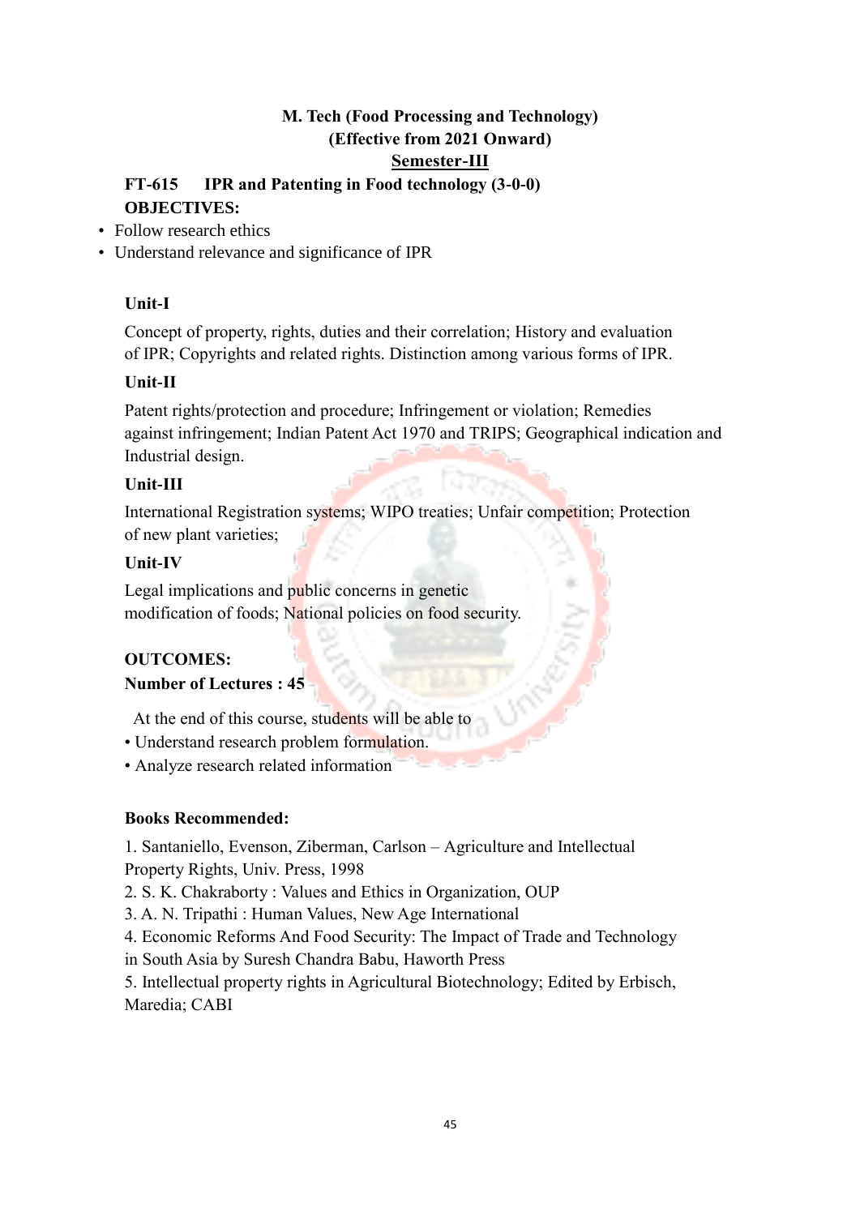**M. Tech (Food Processing and Technology)**
**(Effective from 2021 Onward)**
**Semester-III**

**FT-615 IPR and Patenting in Food technology (3-0-0)**

**OBJECTIVES:**

- Follow research ethics
- Understand relevance and significance of IPR

**Unit-I**

Concept of property, rights, duties and their correlation; History and evaluation of IPR; Copyrights and related rights. Distinction among various forms of IPR.

**Unit-II**

Patent rights/protection and procedure; Infringement or violation; Remedies against infringement; Indian Patent Act 1970 and TRIPS; Geographical indication and Industrial design.

**Unit-III**

International Registration systems; WIPO treaties; Unfair competition; Protection of new plant varieties;

**Unit-IV**

Legal implications and public concerns in genetic modification of foods; National policies on food security.

**OUTCOMES:**

**Number of Lectures : 45**

At the end of this course, students will be able to

- Understand research problem formulation.
- Analyze research related information

**Books Recommended:**

1. Santaniello, Evenson, Ziberman, Carlson – Agriculture and Intellectual Property Rights, Univ. Press, 1998
2. S. K. Chakraborty : Values and Ethics in Organization, OUP
3. A. N. Tripathi : Human Values, New Age International
4. Economic Reforms And Food Security: The Impact of Trade and Technology in South Asia by Suresh Chandra Babu, Haworth Press
5. Intellectual property rights in Agricultural Biotechnology; Edited by Erbisch, Maredia; CABI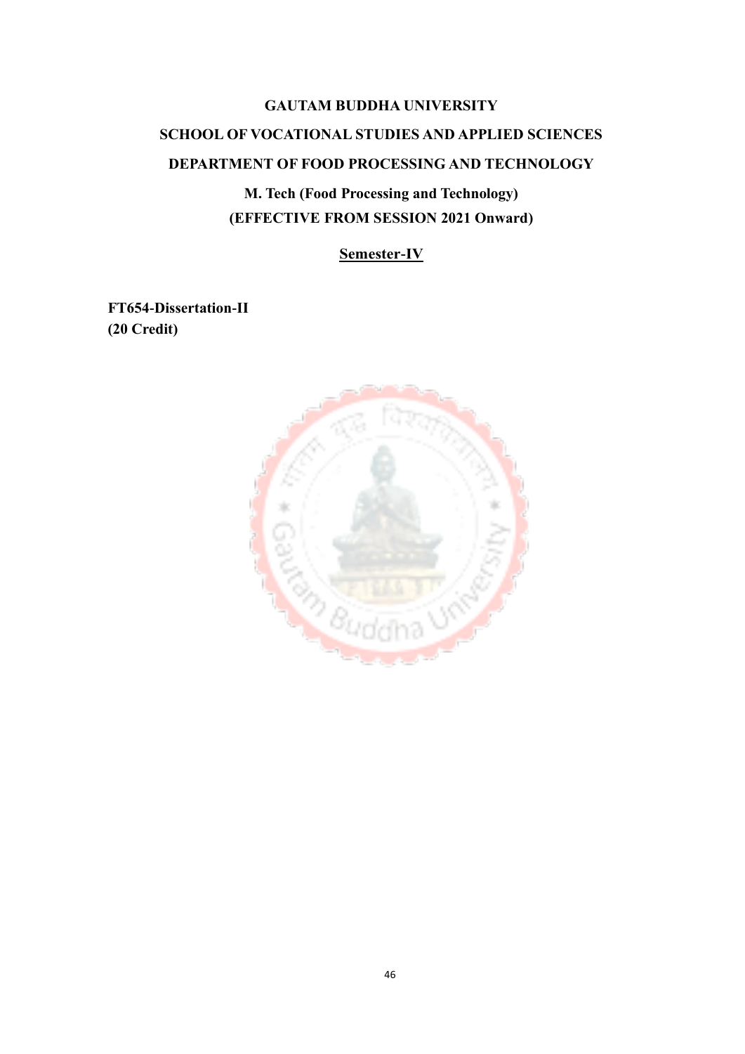**GAUTAM BUDDHA UNIVERSITY**

**SCHOOL OF VOCATIONAL STUDIES AND APPLIED SCIENCES**

**DEPARTMENT OF FOOD PROCESSING AND TECHNOLOGY**

**M. Tech (Food Processing and Technology)**

**(EFFECTIVE FROM SESSION 2021 Onward)**

**Semester-IV**

**FT654-Dissertation-II**
**(20 Credit)**